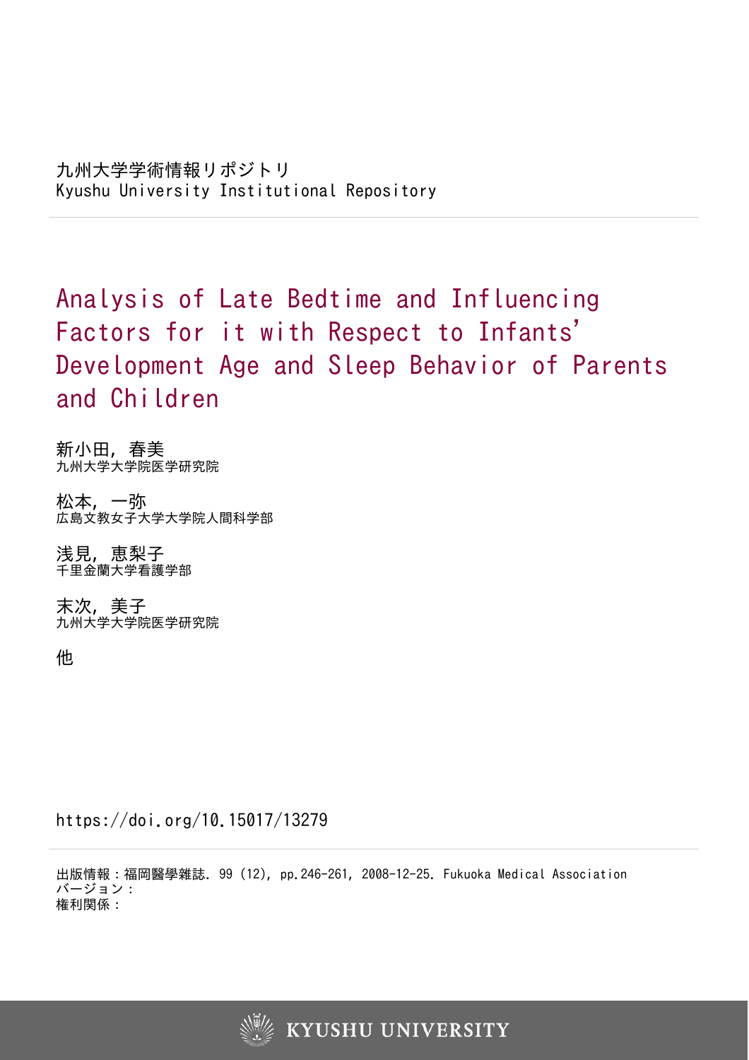九州大学学術情報リポジトリ
Kyushu University Institutional Repository

# Analysis of Late Bedtime and Influencing Factors for it with Respect to Infants' Development Age and Sleep Behavior of Parents and Children

新小田，春美
九州大学大学院医学研究院

松本，一弥
広島文教女子大学大学院人間科学部

浅見，恵梨子
千里金蘭大学看護学部

末次，美子
九州大学大学院医学研究院

他

https://doi.org/10.15017/13279

出版情報：福岡醫學雜誌．99 (12), pp.246-261, 2008-12-25. Fukuoka Medical Association
バージョン：
権利関係：

KYUSHU UNIVERSITY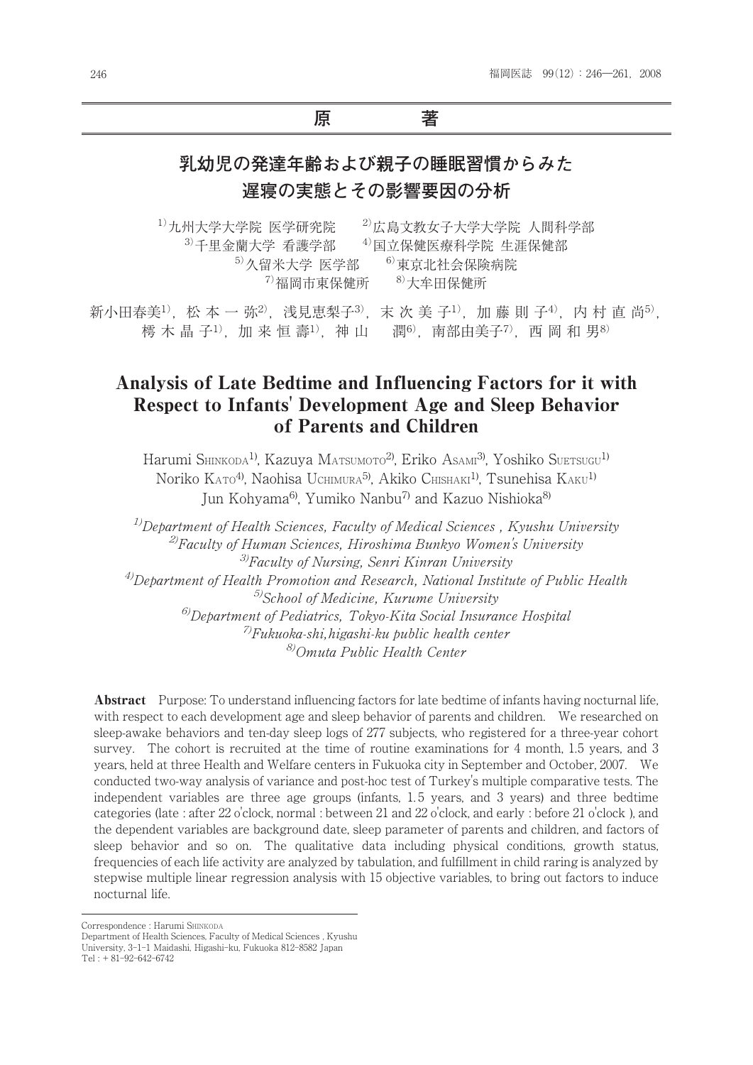# 原　　著

## 乳幼児の発達年齢および親子の睡眠習慣からみた遅寝の実態とその影響要因の分析

[1]九州大学大学院 医学研究院　[2]広島文教女子大学大学院 人間科学部
[3]千里金蘭大学 看護学部　[4]国立保健医療科学院 生涯保健部
[5]久留米大学 医学部　[6]東京北社会保険病院
[7]福岡市東保健所　[8]大牟田保健所

新小田春美[1]，松本一弥[2]，浅見恵梨子[3]，末次美子[1]，加藤則子[4]，内村直尚[5]，
樗木晶子[1]，加来恒壽[1]，神山　潤[6]，南部由美子[7]，西岡和男[8]

## Analysis of Late Bedtime and Influencing Factors for it with Respect to Infants' Development Age and Sleep Behavior of Parents and Children

Harumi Shinkoda[1], Kazuya Matsumoto[2], Eriko Asami[3], Yoshiko Suetsugu[1]
Noriko Kato[4], Naohisa Uchimura[5], Akiko Chishaki[1], Tsunehisa Kaku[1]
Jun Kohyama[6], Yumiko Nanbu[7] and Kazuo Nishioka[8]

[1]*Department of Health Sciences, Faculty of Medical Sciences , Kyushu University*
[2]*Faculty of Human Sciences, Hiroshima Bunkyo Women's University*
[3]*Faculty of Nursing, Senri Kinran University*
[4]*Department of Health Promotion and Research, National Institute of Public Health*
[5]*School of Medicine, Kurume University*
[6]*Department of Pediatrics, Tokyo-Kita Social Insurance Hospital*
[7]*Fukuoka-shi,higashi-ku public health center*
[8]*Omuta Public Health Center*

**Abstract**　Purpose: To understand influencing factors for late bedtime of infants having nocturnal life, with respect to each development age and sleep behavior of parents and children.　We researched on sleep-awake behaviors and ten-day sleep logs of 277 subjects, who registered for a three-year cohort survey.　The cohort is recruited at the time of routine examinations for 4 month, 1.5 years, and 3 years, held at three Health and Welfare centers in Fukuoka city in September and October, 2007.　We conducted two-way analysis of variance and post-hoc test of Turkey's multiple comparative tests. The independent variables are three age groups (infants, 1.5 years, and 3 years) and three bedtime categories (late : after 22 o'clock, normal : between 21 and 22 o'clock, and early : before 21 o'clock ), and the dependent variables are background date, sleep parameter of parents and children, and factors of sleep behavior and so on.　The qualitative data including physical conditions, growth status, frequencies of each life activity are analyzed by tabulation, and fulfillment in child raring is analyzed by stepwise multiple linear regression analysis with 15 objective variables, to bring out factors to induce nocturnal life.

---

Correspondence : Harumi Shinkoda
Department of Health Sciences, Faculty of Medical Sciences , Kyushu University, 3-1-1 Maidashi, Higashi-ku, Fukuoka 812-8582 Japan
Tel : + 81-92-642-6742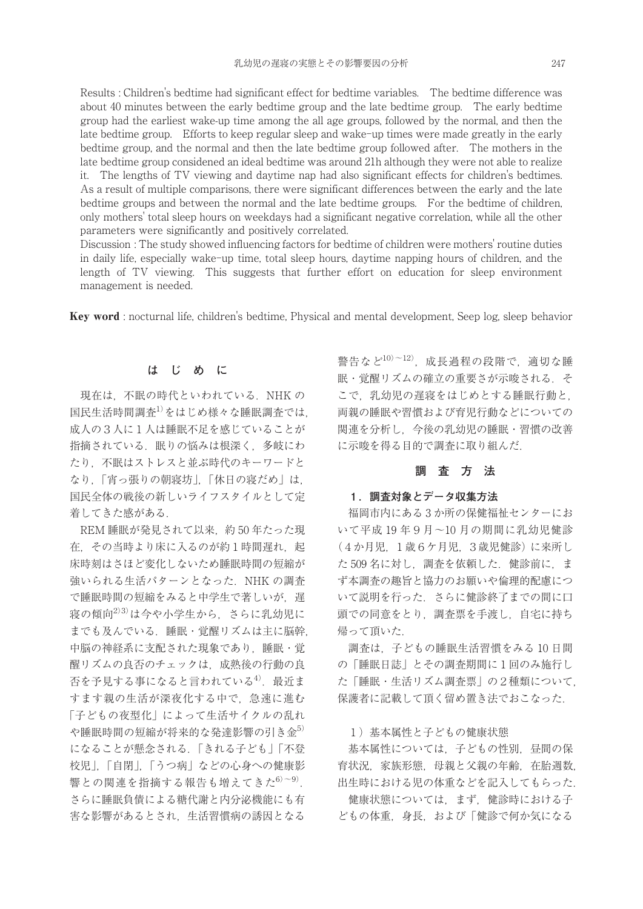Results : Children's bedtime had significant effect for bedtime variables. The bedtime difference was about 40 minutes between the early bedtime group and the late bedtime group. The early bedtime group had the earliest wake-up time among the all age groups, followed by the normal, and then the late bedtime group. Efforts to keep regular sleep and wake-up times were made greatly in the early bedtime group, and the normal and then the late bedtime group followed after. The mothers in the late bedtime group considened an ideal bedtime was around 21h although they were not able to realize it. The lengths of TV viewing and daytime nap had also significant effects for children's bedtimes. As a result of multiple comparisons, there were significant differences between the early and the late bedtime groups and between the normal and the late bedtime groups. For the bedtime of children, only mothers' total sleep hours on weekdays had a significant negative correlation, while all the other parameters were significantly and positively correlated.

Discussion : The study showed influencing factors for bedtime of children were mothers' routine duties in daily life, especially wake-up time, total sleep hours, daytime napping hours of children, and the length of TV viewing. This suggests that further effort on education for sleep environment management is needed.

**Key word** : nocturnal life, children's bedtime, Physical and mental development, Seep log, sleep behavior

## は じ め に

現在は，不眠の時代といわれている．NHK の国民生活時間調査[1]をはじめ様々な睡眠調査では，成人の３人に１人は睡眠不足を感じていることが指摘されている．眠りの悩みは根深く，多岐にわたり，不眠はストレスと並ぶ時代のキーワードとなり，「宵っ張りの朝寝坊」，「休日の寝だめ」は，国民全体の戦後の新しいライフスタイルとして定着してきた感がある．

REM 睡眠が発見されて以来，約 50 年たった現在，その当時より床に入るのが約１時間遅れ，起床時刻はさほど変化しないため睡眠時間の短縮が強いられる生活パターンとなった．NHK の調査で睡眠時間の短縮をみると中学生で著しいが，遅寝の傾向[2)3)]は今や小学生から，さらに乳幼児にまでも及んでいる．睡眠・覚醒リズムは主に脳幹，中脳の神経系に支配された現象であり，睡眠・覚醒リズムの良否のチェックは，成熟後の行動の良否を予見する事になると言われている[4]．最近ますます親の生活が深夜化する中で，急速に進む「子どもの夜型化」によって生活サイクルの乱れや睡眠時間の短縮が将来的な発達影響の引き金[5]になることが懸念される．「きれる子ども」「不登校児」，「自閉」，「うつ病」などの心身への健康影響との関連を指摘する報告も増えてきた[6)〜9)]．さらに睡眠負債による糖代謝と内分泌機能にも有害な影響があるとされ，生活習慣病の誘因となる警告など[10)〜12)]，成長過程の段階で，適切な睡眠・覚醒リズムの確立の重要さが示唆される．そこで，乳幼児の遅寝をはじめとする睡眠行動と，両親の睡眠や習慣および育児行動などについての関連を分析し，今後の乳幼児の睡眠・習慣の改善に示唆を得る目的で調査に取り組んだ．

## 調 査 方 法

### １．調査対象とデータ収集方法

福岡市内にある３か所の保健福祉センターにおいて平成 19 年９月〜10 月の期間に乳幼児健診（４か月児，１歳６ケ月児，３歳児健診）に来所した 509 名に対し，調査を依頼した．健診前に，まず本調査の趣旨と協力のお願いや倫理的配慮について説明を行った．さらに健診終了までの間に口頭での同意をとり，調査票を手渡し，自宅に持ち帰って頂いた．

調査は，子どもの睡眠生活習慣をみる 10 日間の「睡眠日誌」とその調査期間に１回のみ施行した「睡眠・生活リズム調査票」の２種類について，保護者に記載して頂く留め置き法でおこなった．

１）基本属性と子どもの健康状態

基本属性については，子どもの性別，昼間の保育状況，家族形態，母親と父親の年齢，在胎週数，出生時における児の体重などを記入してもらった．

健康状態については，まず，健診時における子どもの体重，身長，および「健診で何か気になる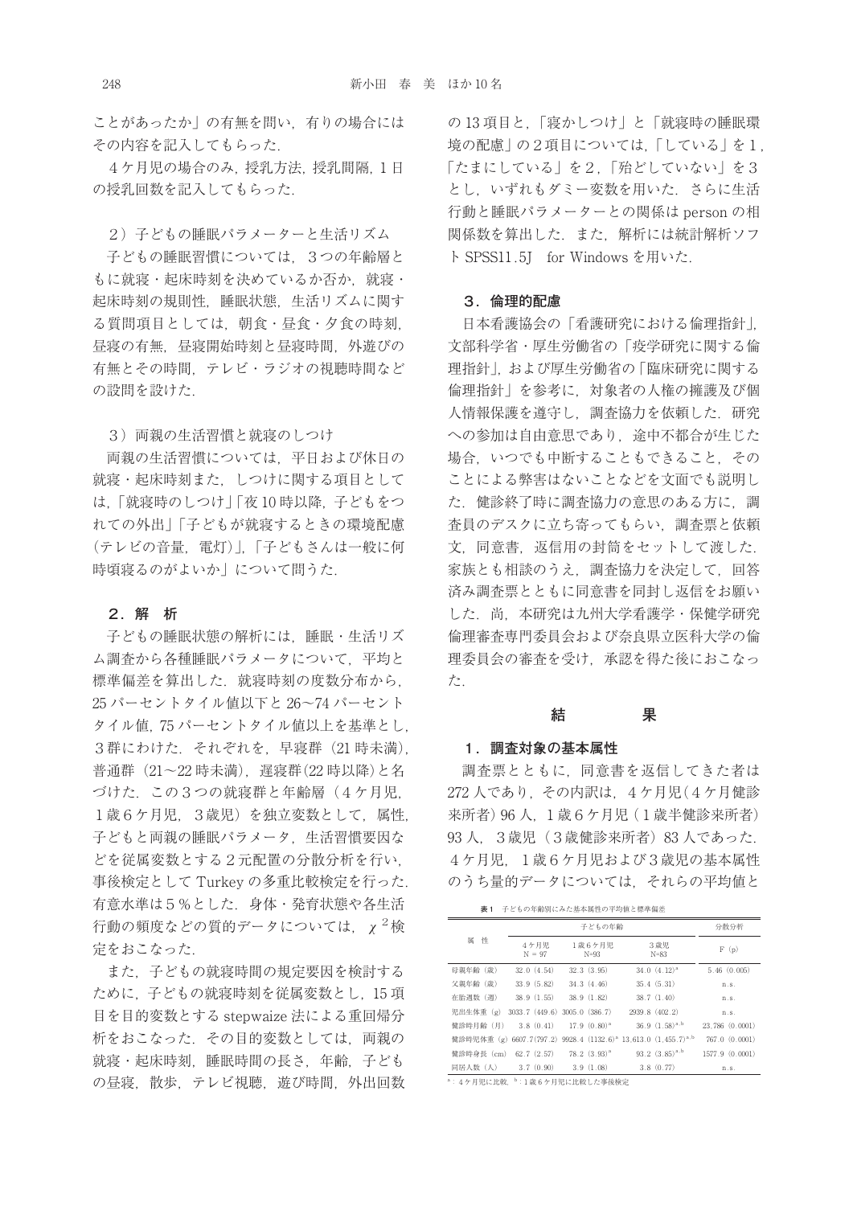ことがあったか」の有無を問い，有りの場合にはその内容を記入してもらった．

４ケ月児の場合のみ，授乳方法，授乳間隔，１日の授乳回数を記入してもらった．

２）子どもの睡眠パラメーターと生活リズム

子どもの睡眠習慣については，３つの年齢層ともに就寝・起床時刻を決めているか否か，就寝・起床時刻の規則性，睡眠状態，生活リズムに関する質問項目としては，朝食・昼食・夕食の時刻，昼寝の有無，昼寝開始時刻と昼寝時間，外遊びの有無とその時間，テレビ・ラジオの視聴時間などの設問を設けた．

３）両親の生活習慣と就寝のしつけ

両親の生活習慣については，平日および休日の就寝・起床時刻また，しつけに関する項目としては，「就寝時のしつけ」「夜10時以降，子どもをつれての外出」「子どもが就寝するときの環境配慮（テレビの音量，電灯）」，「子どもさんは一般に何時頃寝るのがよいか」について問うた．

### ２．解　析

子どもの睡眠状態の解析には，睡眠・生活リズム調査から各種睡眠パラメータについて，平均と標準偏差を算出した．就寝時刻の度数分布から，25パーセンタイル値以下と26〜74パーセントタイル値，75パーセンタイル値以上を基準とし，３群にわけた．それぞれを，早寝群（21時未満），普通群（21〜22時未満），遅寝群(22時以降)と名づけた．この３つの就寝群と年齢層（４ケ月児，１歳６ケ月児，３歳児）を独立変数として，属性，子どもと両親の睡眠パラメータ，生活習慣要因などを従属変数とする２元配置の分散分析を行い，事後検定としてTurkeyの多重比較検定を行った．有意水準は５％とした．身体・発育状態や各生活行動の頻度などの質的データについては，$\chi^2$検定をおこなった．

また，子どもの就寝時間の規定要因を検討するために，子どもの就寝時刻を従属変数とし，15項目を目的変数とするstepwaize法による重回帰分析をおこなった．その目的変数としては，両親の就寝・起床時刻，睡眠時間の長さ，年齢，子どもの昼寝，散歩，テレビ視聴，遊び時間，外出回数の13項目と，「寝かしつけ」と「就寝時の睡眠環境の配慮」の２項目については，「している」を１，「たまにしている」を２，「殆どしていない」を３とし，いずれもダミー変数を用いた．さらに生活行動と睡眠パラメーターとの関係はpersonの相関係数を算出した．また，解析には統計解析ソフトSPSS11.5J　for Windowsを用いた．

### ３．倫理的配慮

日本看護協会の「看護研究における倫理指針」，文部科学省・厚生労働省の「疫学研究に関する倫理指針」，および厚生労働省の「臨床研究に関する倫理指針」を参考に，対象者の人権の擁護及び個人情報保護を遵守し，調査協力を依頼した．研究への参加は自由意思であり，途中不都合が生じた場合，いつでも中断することもできること，そのことによる弊害はないことなどを文面でも説明した．健診終了時に調査協力の意思のある方に，調査員のデスクに立ち寄ってもらい，調査票と依頼文，同意書，返信用の封筒をセットして渡した．家族とも相談のうえ，調査協力を決定して，回答済み調査票とともに同意書を同封し返信をお願いした．尚，本研究は九州大学看護学・保健学研究倫理審査専門委員会および奈良県立医科大学の倫理委員会の審査を受け，承認を得た後におこなった．

## 結　　果

### １．調査対象の基本属性

調査票とともに，同意書を返信してきた者は272人であり，その内訳は，４ケ月児（４ケ月健診来所者）96人，１歳６ケ月児（１歳半健診来所者）93人，３歳児（３歳健診来所者）83人であった．４ケ月児，１歳６ケ月児および３歳児の基本属性のうち量的データについては，それらの平均値と

表１　子どもの年齢別にみた基本属性の平均値と標準偏差

| 属　性 | 子どもの年齢 | | | 分散分析 |
|---|---|---|---|---|
| | ４ケ月児 N = 97 | １歳６ケ月児 N=93 | ３歳児 N=83 | F (p) |
| 母親年齢（歳） | 32.0 (4.54) | 32.3 (3.95) | 34.0 (4.12)[a] | 5.46 (0.005) |
| 父親年齢（歳） | 33.9 (5.82) | 34.3 (4.46) | 35.4 (5.31) | n.s. |
| 在胎週数（週） | 38.9 (1.55) | 38.9 (1.82) | 38.7 (1.40) | n.s. |
| 児出生体重（g） | 3033.7 (449.6) | 3005.0 (386.7) | 2939.8 (402.2) | n.s. |
| 健診時月齢（月） | 3.8 (0.41) | 17.9 (0.80)[a] | 36.9 (1.58)[a,b] | 23,786 (0.0001) |
| 健診時児体重（g） | 6607.7(797.2) | 9928.4 (1132.6)[a] | 13,613.0 (1,455.7)[a,b] | 767.0 (0.0001) |
| 健診時身長（cm） | 62.7 (2.57) | 78.2 (3.93)[a] | 93.2 (3.85)[a,b] | 1577.9 (0.0001) |
| 同居人数（人） | 3.7 (0.90) | 3.9 (1.08) | 3.8 (0.77) | n.s. |

[a]：４ケ月児に比較，[b]：１歳６ケ月児に比較した事後検定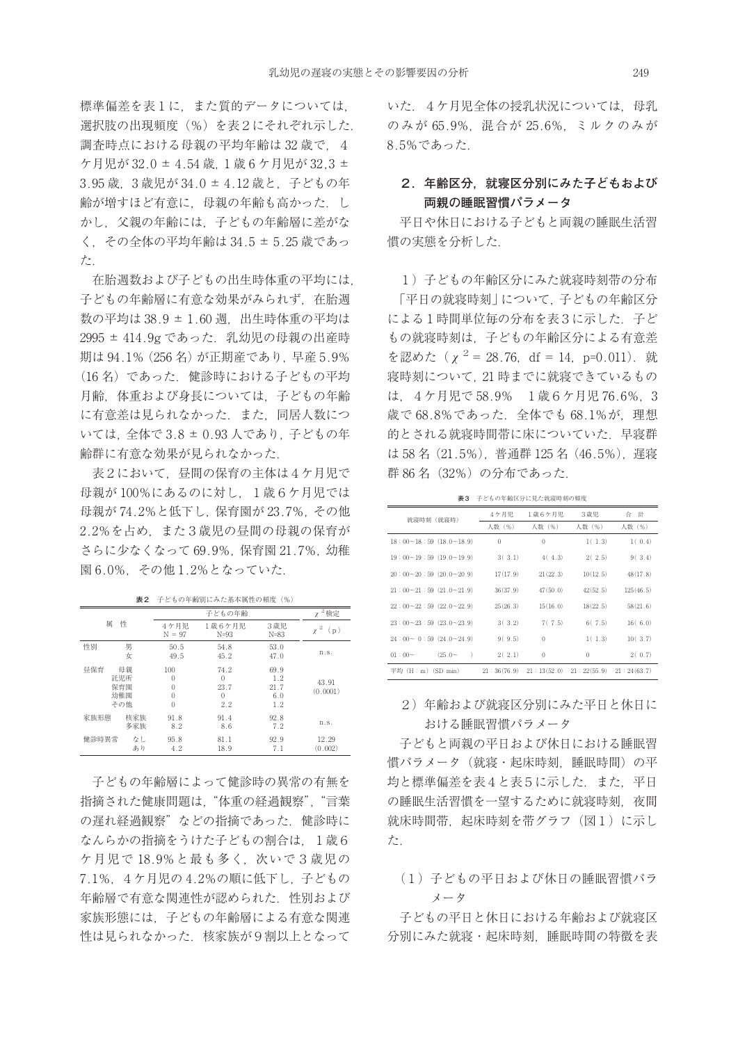標準偏差を表１に，また質的データについては，選択肢の出現頻度（%）を表２にそれぞれ示した．調査時点における母親の平均年齢は 32 歳で，４ケ月児が 32.0 ± 4.54 歳，1 歳 6 ケ月児が 32,3 ± 3.95 歳，3 歳児が 34.0 ± 4.12 歳と，子どもの年齢が増すほど有意に，母親の年齢も高かった．しかし，父親の年齢には，子どもの年齢層に差がなく，その全体の平均年齢は 34.5 ± 5.25 歳であった．

在胎週数および子どもの出生時体重の平均には，子どもの年齢層に有意な効果がみられず，在胎週数の平均は 38.9 ± 1.60 週，出生時体重の平均は 2995 ± 414.9g であった．乳幼児の母親の出産時期は 94.1%（256 名）が正期産であり，早産 5.9%（16 名）であった．健診時における子どもの平均月齢，体重および身長については，子どもの年齢に有意差は見られなかった．また，同居人数については，全体で 3.8 ± 0.93 人であり，子どもの年齢群に有意な効果が見られなかった．

表２において，昼間の保育の主体は４ケ月児で母親が 100%にあるのに対し，１歳６ケ月児では母親が 74.2%と低下し，保育園が 23.7%，その他 2.2%を占め，また３歳児の昼間の母親の保育がさらに少なくなって 69.9%，保育園 21.7%，幼稚園 6.0%，その他 1.2%となっていた．

**表２**　子どもの年齢別にみた基本属性の頻度（%）

| 属性 | | 子どもの年齢 | | | $\chi^2$検定 |
|---|---|---|---|---|---|
| | | ４ケ月児 N = 97 | １歳６ケ月児 N=93 | ３歳児 N=83 | $\chi^2$（p） |
| 性別 | 男 | 50.5 | 54.8 | 53.0 | n.s. |
| | 女 | 49.5 | 45.2 | 47.0 | |
| 昼保育 | 母親 | 100 | 74.2 | 69.9 | 43.91 (0.0001) |
| | 託児所 | 0 | 0 | 1.2 | |
| | 保育園 | 0 | 23.7 | 21.7 | |
| | 幼稚園 | 0 | 0 | 6.0 | |
| | その他 | 0 | 2.2 | 1.2 | |
| 家族形態 | 核家族 | 91.8 | 91.4 | 92.8 | n.s. |
| | 多家族 | 8.2 | 8.6 | 7.2 | |
| 健診時異常 | なし | 95.8 | 81.1 | 92.9 | 12.29 (0.002) |
| | あり | 4.2 | 18.9 | 7.1 | |

子どもの年齢層によって健診時の異常の有無を指摘された健康問題は，“体重の経過観察”，“言葉の遅れ経過観察”などの指摘であった．健診時になんらかの指摘をうけた子どもの割合は，１歳６ケ月児で 18.9%と最も多く，次いで３歳児の 7.1%，４ケ月児の 4.2%の順に低下し，子どもの年齢層で有意な関連性が認められた．性別および家族形態には，子どもの年齢層による有意な関連性は見られなかった．核家族が９割以上となっていた．４ケ月児全体の授乳状況については，母乳のみが 65.9%，混合が 25.6%，ミルクのみが 8.5%であった．

## ２．年齢区分，就寝区分別にみた子どもおよび両親の睡眠習慣パラメータ

平日や休日における子どもと両親の睡眠生活習慣の実態を分析した．

### １）子どもの年齢区分にみた就寝時刻帯の分布

「平日の就寝時刻」について，子どもの年齢区分による１時間単位毎の分布を表３に示した．子どもの就寝時刻は，子どもの年齢区分による有意差を認めた（$\chi^2$ = 28.76, df = 14, p=0.011）．就寝時刻について，21 時までに就寝できているものは，４ケ月児で 58.9%　１歳６ケ月児 76.6%，３歳で 68.8%であった．全体でも 68.1%が，理想的とされる就寝時間帯に床についていた．早寝群は 58 名（21.5%），普通群 125 名（46.5%），遅寝群 86 名（32%）の分布であった．

**表３**　子どもの年齢区分に見た就寝時刻の頻度

| 就寝時刻（就寝時） | ４ケ月児 | １歳６ケ月児 | ３歳児 | 合計 |
|---|---|---|---|---|
| | 人数（%） | 人数（%） | 人数（%） | 人数（%） |
| 18：00～18：59（18.0～18.9） | 0 | 0 | 1( 1.3) | 1( 0.4) |
| 19：00～19：59（19.0～19.9） | 3( 3.1) | 4( 4.3) | 2( 2.5) | 9( 3.4) |
| 20：00～20：59（20.0～20.9） | 17(17.9) | 21(22.3) | 10(12.5) | 48(17.8) |
| 21：00～21：59（21.0～21.9） | 36(37.9) | 47(50.0) | 42(52.5) | 125(46.5) |
| 22：00～22：59（22.0～22.9） | 25(26.3) | 15(16.0) | 18(22.5) | 58(21.6) |
| 23：00～23：59（23.0～23.9） | 3( 3.2) | 7( 7.5) | 6( 7.5) | 16( 6.0) |
| 24：00～ 0：59（24.0～24.9） | 9( 9.5) | 0 | 1( 1.3) | 10( 3.7) |
| 01：00～　（25.0～　） | 2( 2.1) | 0 | 0 | 2( 0.7) |
| 平均（H：m）(SD min) | 21：36(76.9) | 21：13(52.0) | 21：22(55.9) | 21：24(63.7) |

### ２）年齢および就寝区分別にみた平日と休日における睡眠習慣パラメータ

子どもと両親の平日および休日における睡眠習慣パラメータ（就寝・起床時刻，睡眠時間）の平均と標準偏差を表４と表５に示した．また，平日の睡眠生活習慣を一望するために就寝時刻，夜間就床時間帯，起床時刻を帯グラフ（図１）に示した．

#### （１）子どもの平日および休日の睡眠習慣パラメータ

子どもの平日と休日における年齢および就寝区分別にみた就寝・起床時刻，睡眠時間の特徴を表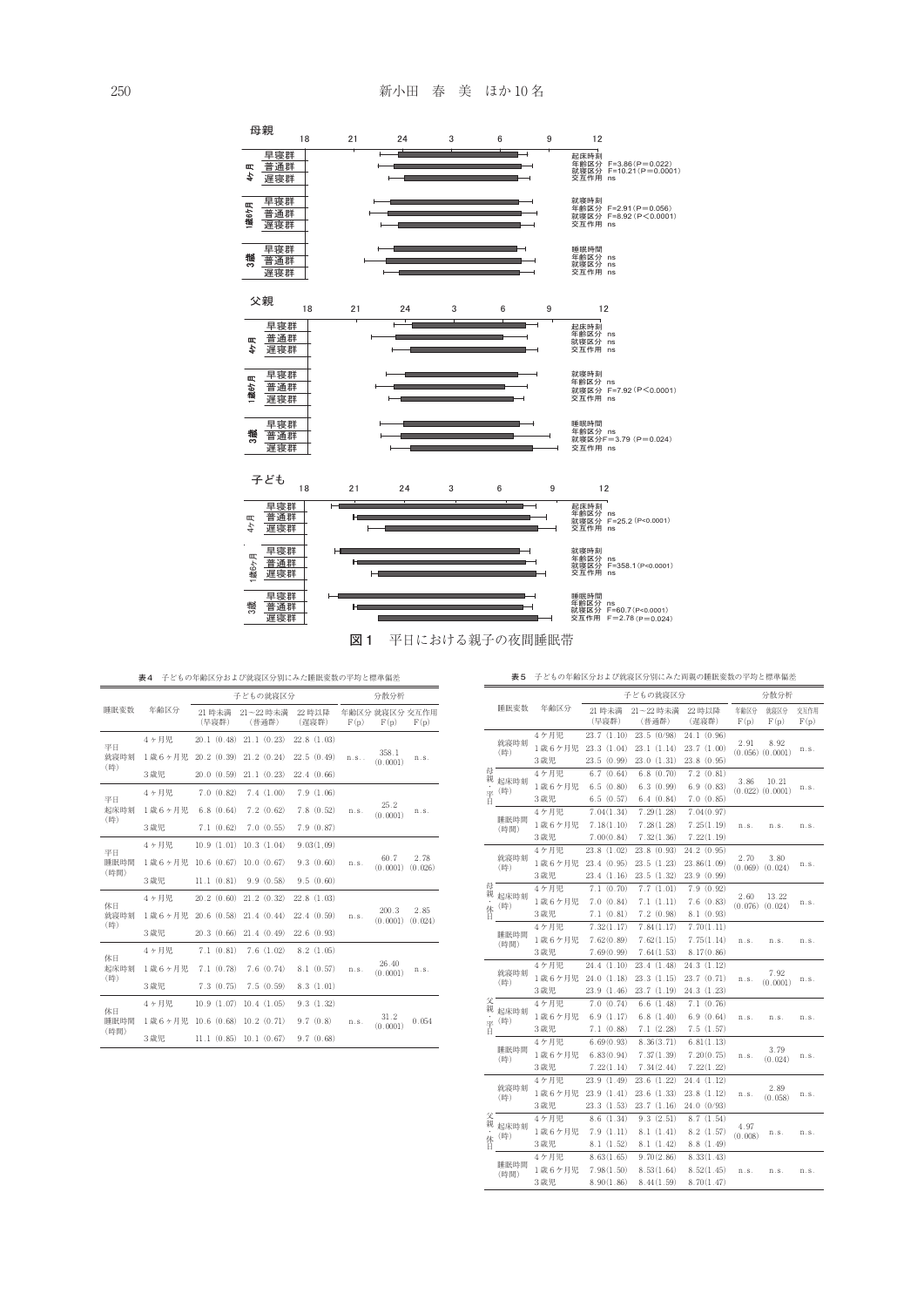**図1**　平日における親子の夜間睡眠帯

**表4**　子どもの年齢区分および就寝区分別にみた睡眠変数の平均と標準偏差

| 睡眠変数 | 年齢区分 | 子どもの就寝区分 21 時未満（早寝群） | 21～22 時未満（普通群） | 22 時以降（遅寝群） | 分散分析 年齢区分 F(p) | 就寝区分 F(p) | 交互作用 F(p) |
|---|---|---|---|---|---|---|---|
| 平日就寝時刻（時） | 4ヶ月児 | 20.1 (0.48) | 21.1 (0.23) | 22.8 (1.03) | n.s. | 358.1 (0.0001) | n.s. |
| | 1歳6ヶ月児 | 20.2 (0.39) | 21.2 (0.24) | 22.5 (0.49) | | | |
| | 3歳児 | 20.0 (0.59) | 21.1 (0.23) | 22.4 (0.66) | | | |
| 平日起床時刻（時） | 4ヶ月児 | 7.0 (0.82) | 7.4 (1.00) | 7.9 (1.06) | n.s. | 25.2 (0.0001) | n.s. |
| | 1歳6ヶ月児 | 6.8 (0.64) | 7.2 (0.62) | 7.8 (0.52) | | | |
| | 3歳児 | 7.1 (0.62) | 7.0 (0.55) | 7.9 (0.87) | | | |
| 平日睡眠時間（時間） | 4ヶ月児 | 10.9 (1.01) | 10.3 (1.04) | 9.03(1.09) | n.s. | 60.7 (0.0001) | 2.78 (0.026) |
| | 1歳6ヶ月児 | 10.6 (0.67) | 10.0 (0.67) | 9.3 (0.60) | | | |
| | 3歳児 | 11.1 (0.81) | 9.9 (0.58) | 9.5 (0.60) | | | |
| 休日就寝時刻（時） | 4ヶ月児 | 20.2 (0.60) | 21.2 (0.32) | 22.8 (1.03) | n.s. | 200.3 (0.0001) | 2.85 (0.024) |
| | 1歳6ヶ月児 | 20.6 (0.58) | 21.4 (0.44) | 22.4 (0.59) | | | |
| | 3歳児 | 20.3 (0.66) | 21.4 (0.49) | 22.6 (0.93) | | | |
| 休日起床時刻（時） | 4ヶ月児 | 7.1 (0.81) | 7.6 (1.02) | 8.2 (1.05) | n.s. | 26.40 (0.0001) | n.s. |
| | 1歳6ヶ月児 | 7.1 (0.78) | 7.6 (0.74) | 8.1 (0.57) | | | |
| | 3歳児 | 7.3 (0.75) | 7.5 (0.59) | 8.3 (1.01) | | | |
| 休日睡眠時間（時間） | 4ヶ月児 | 10.9 (1.07) | 10.4 (1.05) | 9.3 (1.32) | n.s. | 31.2 (0.0001) | 0.054 |
| | 1歳6ヶ月児 | 10.6 (0.68) | 10.2 (0.71) | 9.7 (0.8) | | | |
| | 3歳児 | 11.1 (0.85) | 10.1 (0.67) | 9.7 (0.68) | | | |

**表5**　子どもの年齢区分および就寝区分別にみた両親の睡眠変数の平均と標準偏差

| | 睡眠変数 | 年齢区分 | 子どもの就寝区分 21 時未満（早寝群） | 21～22 時未満（普通群） | 22 時以降（遅寝群） | 分散分析 年齢区分 F(p) | 就寝区分 F(p) | 交互作用 F(p) |
|---|---|---|---|---|---|---|---|---|
| 母親・平日 | 就寝時刻（時） | 4ヶ月児 | 23.7 (1.10) | 23.5 (0.98) | 24.1 (0.96) | 2.91 (0.056) | 8.92 (0.0001) | n.s. |
| | | 1歳6ヶ月児 | 23.3 (1.04) | 23.1 (1.14) | 23.7 (1.00) | | | |
| | | 3歳児 | 23.5 (0.99) | 23.0 (1.31) | 23.8 (0.95) | | | |
| | 起床時刻（時） | 4ヶ月児 | 6.7 (0.64) | 6.8 (0.70) | 7.2 (0.81) | 3.86 (0.022) | 10.21 (0.0001) | n.s. |
| | | 1歳6ヶ月児 | 6.5 (0.80) | 6.3 (0.99) | 6.9 (0.83) | | | |
| | | 3歳児 | 6.5 (0.57) | 6.4 (0.84) | 7.0 (0.85) | | | |
| | 睡眠時間（時間） | 4ヶ月児 | 7.04(1.34) | 7.29(1.28) | 7.04(0.97) | n.s. | n.s. | n.s. |
| | | 1歳6ヶ月児 | 7.18(1.10) | 7.28(1.28) | 7.25(1.19) | | | |
| | | 3歳児 | 7.00(0.84) | 7.32(1.36) | 7.22(1.19) | | | |
| 母親・休日 | 就寝時刻（時） | 4ヶ月児 | 23.8 (1.02) | 23.8 (0.93) | 24.2 (0.95) | 2.70 (0.069) | 3.80 (0.024) | n.s. |
| | | 1歳6ヶ月児 | 23.4 (0.95) | 23.5 (1.23) | 23.86(1.09) | | | |
| | | 3歳児 | 23.4 (1.16) | 23.5 (1.32) | 23.9 (0.99) | | | |
| | 起床時刻（時） | 4ヶ月児 | 7.1 (0.70) | 7.7 (1.01) | 7.9 (0.92) | 2.60 (0.076) | 13.22 (0.024) | n.s. |
| | | 1歳6ヶ月児 | 7.0 (0.84) | 7.1 (1.11) | 7.6 (0.83) | | | |
| | | 3歳児 | 7.1 (0.81) | 7.2 (0.98) | 8.1 (0.93) | | | |
| | 睡眠時間（時間） | 4ヶ月児 | 7.32(1.17) | 7.84(1.17) | 7.70(1.11) | n.s. | n.s. | n.s. |
| | | 1歳6ヶ月児 | 7.62(0.89) | 7.62(1.15) | 7.75(1.14) | | | |
| | | 3歳児 | 7.69(0.99) | 7.64(1.53) | 8.17(0.86) | | | |
| 父親・平日 | 就寝時刻（時） | 4ヶ月児 | 24.4 (1.10) | 23.4 (1.48) | 24.3 (1.12) | n.s. | 7.92 (0.0001) | n.s. |
| | | 1歳6ヶ月児 | 24.0 (1.18) | 23.3 (1.15) | 23.7 (0.71) | | | |
| | | 3歳児 | 23.9 (1.46) | 23.7 (1.19) | 24.3 (1.23) | | | |
| | 起床時刻（時） | 4ヶ月児 | 7.0 (0.74) | 6.6 (1.48) | 7.1 (0.76) | n.s. | n.s. | n.s. |
| | | 1歳6ヶ月児 | 6.9 (1.17) | 6.8 (1.40) | 6.9 (0.64) | | | |
| | | 3歳児 | 7.1 (0.88) | 7.1 (2.28) | 7.5 (1.57) | | | |
| | 睡眠時間（時） | 4ヶ月児 | 6.69(0.93) | 8.36(3.71) | 6.81(1.13) | n.s. | 3.79 (0.024) | n.s. |
| | | 1歳6ヶ月児 | 6.83(0.94) | 7.37(1.39) | 7.20(0.75) | | | |
| | | 3歳児 | 7.22(1.14) | 7.34(2.44) | 7.22(1.22) | | | |
| 父親・休日 | 就寝時刻（時） | 4ヶ月児 | 23.9 (1.49) | 23.6 (1.22) | 24.4 (1.12) | n.s. | 2.89 (0.058) | n.s. |
| | | 1歳6ヶ月児 | 23.9 (1.41) | 23.6 (1.33) | 23.8 (1.12) | | | |
| | | 3歳児 | 23.3 (1.53) | 23.7 (1.16) | 24.0 (0.93) | | | |
| | 起床時刻（時） | 4ヶ月児 | 8.6 (1.34) | 9.3 (2.51) | 8.7 (1.54) | 4.97 (0.008) | n.s. | n.s. |
| | | 1歳6ヶ月児 | 7.9 (1.11) | 8.1 (1.41) | 8.2 (1.57) | | | |
| | | 3歳児 | 8.1 (1.52) | 8.1 (1.42) | 8.8 (1.49) | | | |
| | 睡眠時間（時間） | 4ヶ月児 | 8.63(1.65) | 9.70(2.86) | 8.33(1.43) | n.s. | n.s. | n.s. |
| | | 1歳6ヶ月児 | 7.98(1.50) | 8.53(1.64) | 8.52(1.45) | | | |
| | | 3歳児 | 8.90(1.86) | 8.44(1.59) | 8.70(1.47) | | | |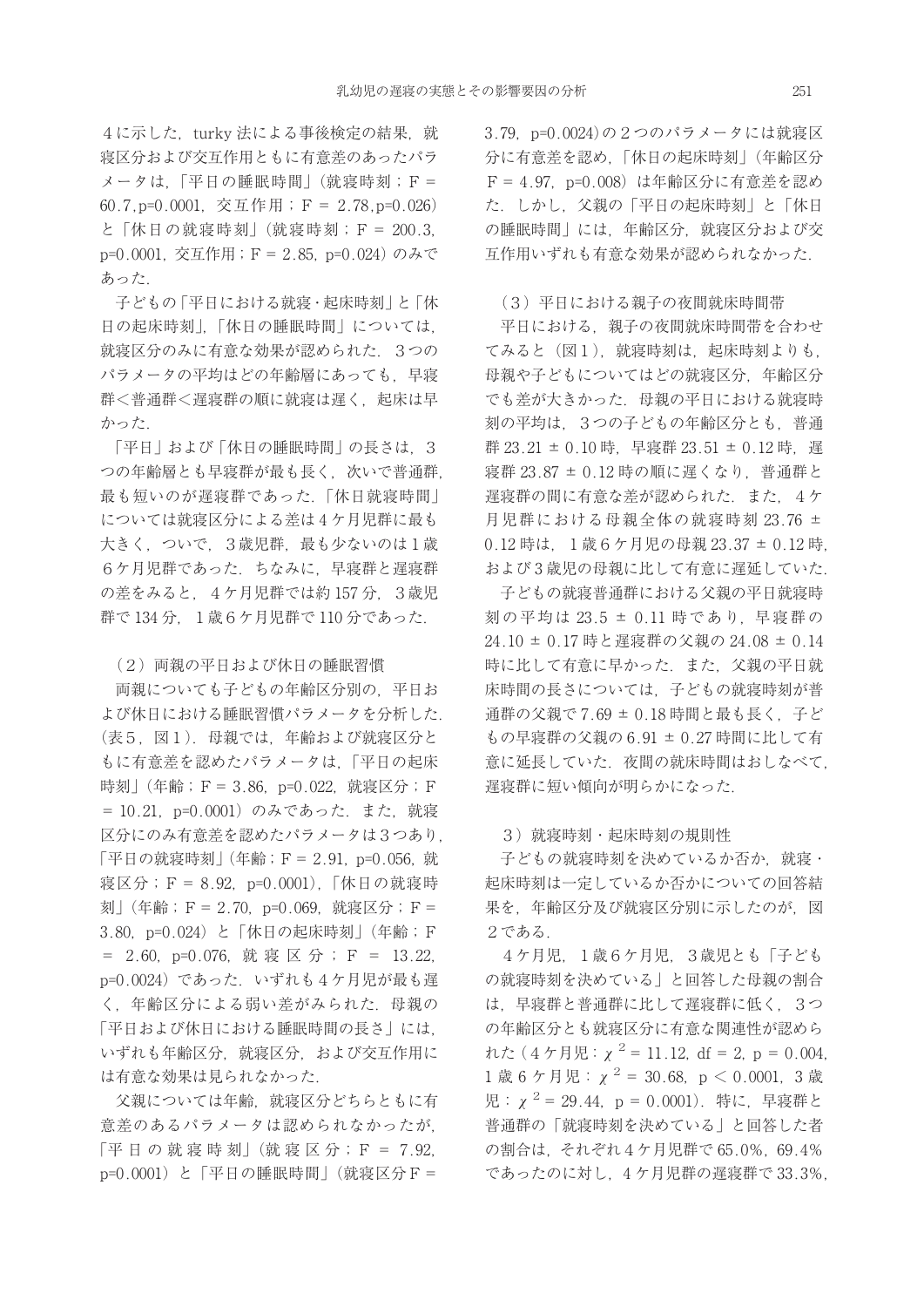4に示した．turky 法による事後検定の結果，就寝区分および交互作用ともに有意差のあったパラメータは，「平日の睡眠時間」（就寝時刻；F = 60.7,p=0.0001，交互作用；F = 2.78,p=0.026）と「休日の就寝時刻」（就寝時刻；F = 200.3，p=0.0001，交互作用；F = 2.85，p=0.024）のみであった．

子どもの「平日における就寝・起床時刻」と「休日の起床時刻」，「休日の睡眠時間」については，就寝区分のみに有意な効果が認められた．３つのパラメータの平均はどの年齢層にあっても，早寝群＜普通群＜遅寝群の順に就寝は遅く，起床は早かった．

「平日」および「休日の睡眠時間」の長さは，３つの年齢層とも早寝群が最も長く，次いで普通群，最も短いのが遅寝群であった．「休日就寝時間」については就寝区分による差は4ケ月児群に最も大きく，ついで，３歳児群，最も少ないのは1歳６ケ月児群であった．ちなみに，早寝群と遅寝群の差をみると，４ケ月児群では約 157 分，３歳児群で 134 分，１歳６ケ月児群で 110 分であった．

（２）両親の平日および休日の睡眠習慣

両親についても子どもの年齢区分別の，平日および休日における睡眠習慣パラメータを分析した．（表５，図１）．母親では，年齢および就寝区分ともに有意差を認めたパラメータは，「平日の起床時刻」（年齢；F = 3.86，p=0.022，就寝区分；F = 10.21，p=0.0001）のみであった．また，就寝区分にのみ有意差を認めたパラメータは３つあり，「平日の就寝時刻」（年齢；F = 2.91，p=0.056，就寝区分；F = 8.92，p=0.0001），「休日の就寝時刻」（年齢；F = 2.70，p=0.069，就寝区分；F = 3.80，p=0.024）と「休日の起床時刻」（年齢；F = 2.60，p=0.076，就寝区分；F = 13.22，p=0.0024）であった．いずれも４ケ月児が最も遅く，年齢区分による弱い差がみられた．母親の「平日および休日における睡眠時間の長さ」には，いずれも年齢区分，就寝区分，および交互作用には有意な効果は見られなかった．

父親については年齢，就寝区分どちらともに有意差のあるパラメータは認められなかったが，「平日の就寝時刻」（就寝区分；F = 7.92，p=0.0001）と「平日の睡眠時間」（就寝区分F = 3.79，p=0.0024）の２つのパラメータには就寝区分に有意差を認め，「休日の起床時刻」（年齢区分 F = 4.97，p=0.008）は年齢区分に有意差を認めた．しかし，父親の「平日の起床時刻」と「休日の睡眠時間」には，年齢区分，就寝区分および交互作用いずれも有意な効果が認められなかった．

（３）平日における親子の夜間就床時間帯

平日における，親子の夜間就床時間帯を合わせてみると（図１），就寝時刻は，起床時刻よりも，母親や子どもについてはどの就寝区分，年齢区分でも差が大きかった．母親の平日における就寝時刻の平均は，３つの子どもの年齢区分とも，普通群 23.21 ± 0.10 時，早寝群 23.51 ± 0.12 時，遅寝群 23.87 ± 0.12 時の順に遅くなり，普通群と遅寝群の間に有意な差が認められた．また，４ケ月児群における母親全体の就寝時刻 23.76 ± 0.12 時は，１歳６ケ月児の母親 23.37 ± 0.12 時，および３歳児の母親に比して有意に遅延していた．

子どもの就寝普通群における父親の平日就寝時刻の平均は 23.5 ± 0.11 時であり，早寝群の 24.10 ± 0.17 時と遅寝群の父親の 24.08 ± 0.14 時に比して有意に早かった．また，父親の平日就床時間の長さについては，子どもの就寝時刻が普通群の父親で 7.69 ± 0.18 時間と最も長く，子どもの早寝群の父親の 6.91 ± 0.27 時間に比して有意に延長していた．夜間の就床時間はおしなべて，遅寝群に短い傾向が明らかになった．

３）就寝時刻・起床時刻の規則性

子どもの就寝時刻を決めているか否か，就寝・起床時刻は一定しているか否かについての回答結果を，年齢区分及び就寝区分別に示したのが，図２である．

４ケ月児，１歳６ケ月児，３歳児とも「子どもの就寝時刻を決めている」と回答した母親の割合は，早寝群と普通群に比して遅寝群に低く，３つの年齢区分とも就寝区分に有意な関連性が認められた（４ケ月児：$\chi^2 = 11.12$，df = 2，p = 0.004，１歳６ケ月児：$\chi^2 = 30.68$，$p < 0.0001$，３歳児：$\chi^2 = 29.44$，p = 0.0001）．特に，早寝群と普通群の「就寝時刻を決めている」と回答した者の割合は，それぞれ４ケ月児群で 65.0%，69.4% であったのに対し，４ケ月児群の遅寝群で 33.3%，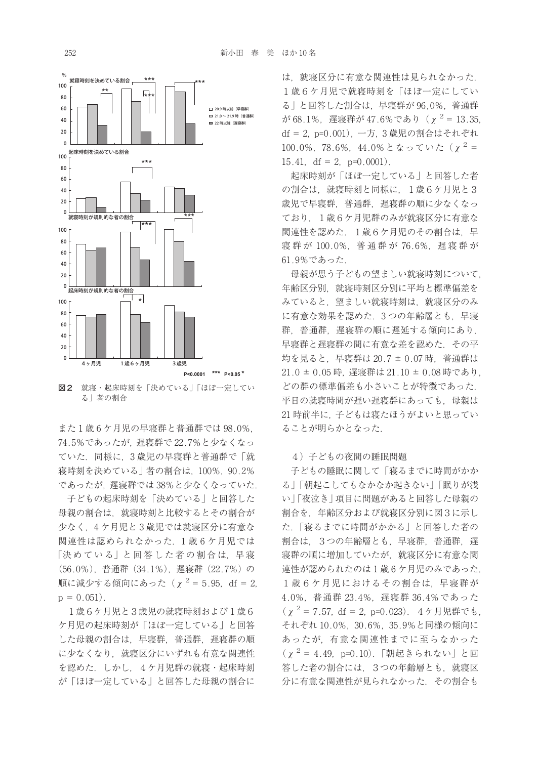図2　就寝・起床時刻を「決めている」「ほぼ一定している」者の割合

また1歳6ケ月児の早寝群と普通群では98.0%，74.5%であったが，遅寝群で22.7%と少なくなっていた．同様に，3歳児の早寝群と普通群で「就寝時刻を決めている」者の割合は，100%，90.2%であったが，遅寝群では38%と少なくなっていた．

子どもの起床時刻を「決めている」と回答した母親の割合は，就寝時刻と比較するとその割合が少なく，4ケ月児と3歳児では就寝区分に有意な関連性は認められなかった．1歳6ケ月児では「決めている」と回答した者の割合は，早寝（56.0%），普通群（34.1%），遅寝群（22.7%）の順に減少する傾向にあった（$\chi^2 = 5.95$, df = 2, p = 0.051）．

1歳6ケ月児と3歳児の就寝時刻および1歳6ケ月児の起床時刻が「ほぼ一定している」と回答した母親の割合は，早寝群，普通群，遅寝群の順に少なくなり，就寝区分にいずれも有意な関連性を認めた．しかし，4ケ月児群の就寝・起床時刻が「ほぼ一定している」と回答した母親の割合には，就寝区分に有意な関連性は見られなかった．1歳6ケ月児で就寝時刻を「ほぼ一定にしている」と回答した割合は，早寝群が96,0%，普通群が68.1%，遅寝群が47.6%であり（$\chi^2 = 13.35$, df = 2, p=0.001），一方，3歳児の割合はそれぞれ100.0%，78.6%，44.0%となっていた（$\chi^2 = 15.41$, df = 2, p=0.0001）．

起床時刻が「ほぼ一定している」と回答した者の割合は，就寝時刻と同様に，1歳6ケ月児と3歳児で早寝群，普通群，遅寝群の順に少なくなっており，1歳6ケ月児群のみが就寝区分に有意な関連性を認めた．1歳6ケ月児のその割合は，早寝群が100.0%，普通群が76.6%，遅寝群が61.9%であった．

母親が思う子どもの望ましい就寝時刻について，年齢区分別，就寝時刻区分別に平均と標準偏差をみていると，望ましい就寝時刻は，就寝区分のみに有意な効果を認めた．3つの年齢層とも，早寝群，普通群，遅寝群の順に遅延する傾向にあり，早寝群と遅寝群の間に有意な差を認めた．その平均を見ると，早寝群は20.7 ± 0.07時，普通群は21.0 ± 0.05時，遅寝群は21.10 ± 0.08時であり，どの群の標準偏差も小さいことが特徴であった．平日の就寝時間が遅い遅寝群にあっても，母親は21時前半に，子どもは寝たほうがよいと思っていることが明らかとなった．

4）子どもの夜間の睡眠問題

子どもの睡眠に関して「寝るまでに時間がかかる」「朝起こしてもなかなか起きない」「眠りが浅い」「夜泣き」項目に問題があると回答した母親の割合を，年齢区分および就寝区分別に図3に示した．「寝るまでに時間がかかる」と回答した者の割合は，3つの年齢層とも，早寝群，普通群，遅寝群の順に増加していたが，就寝区分に有意な関連性が認められたのは1歳6ケ月児のみであった．1歳6ケ月児におけるその割合は，早寝群が4.0%，普通群23.4%，遅寝群36.4%であった（$\chi^2 = 7.57$, df = 2, p=0.023）．4ケ月児群でも，それぞれ10.0%，30.6%，35.9%と同様の傾向にあったが，有意な関連性までに至らなかった（$\chi^2 = 4.49$, p=0.10）．「朝起きられない」と回答した者の割合には，3つの年齢層とも，就寝区分に有意な関連性が見られなかった．その割合も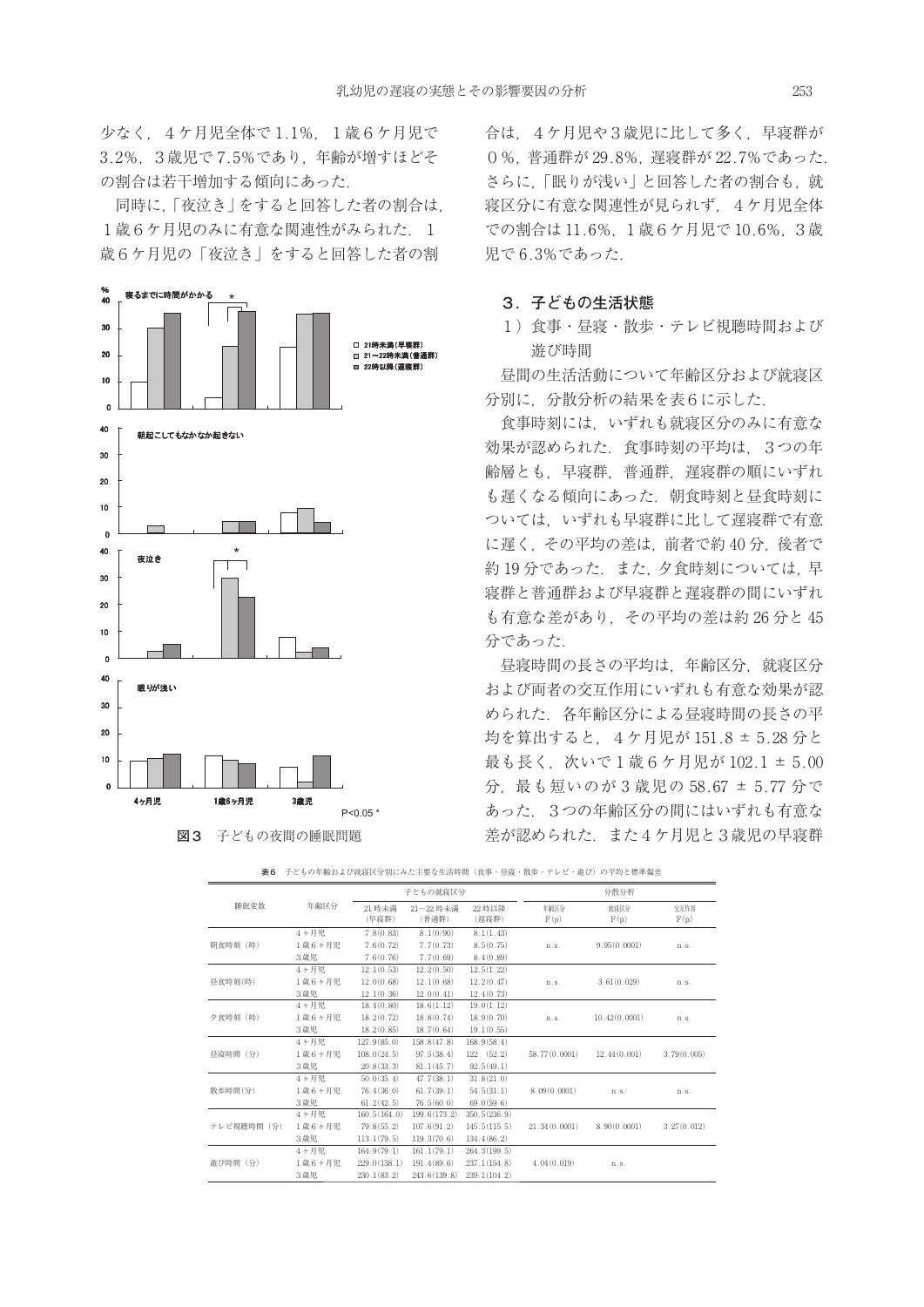少なく，４ケ月児全体で 1.1%，１歳６ケ月児で 3.2%，３歳児で 7.5%であり，年齢が増すほどその割合は若干増加する傾向にあった.

同時に,「夜泣き」をすると回答した者の割合は,１歳６ケ月児のみに有意な関連性がみられた．１歳６ケ月児の「夜泣き」をすると回答した者の割合は，４ケ月児や３歳児に比して多く，早寝群が０%，普通群が 29.8%，遅寝群が 22.7%であった. さらに,「眠りが浅い」と回答した者の割合も，就寝区分に有意な関連性が見られず，４ケ月児全体での割合は 11.6%，１歳６ケ月児で 10.6%，３歳児で 6.3%であった.

**図３**　子どもの夜間の睡眠問題

### ３．子どもの生活状態

#### １）食事・昼寝・散歩・テレビ視聴時間および遊び時間

昼間の生活活動について年齢区分および就寝区分別に，分散分析の結果を表６に示した.

食事時刻には，いずれも就寝区分のみに有意な効果が認められた．食事時刻の平均は，３つの年齢層とも，早寝群，普通群，遅寝群の順にいずれも遅くなる傾向にあった．朝食時刻と昼食時刻については，いずれも早寝群に比して遅寝群で有意に遅く，その平均の差は，前者で約 40 分，後者で約 19 分であった．また，夕食時刻については，早寝群と普通群および早寝群と遅寝群の間にいずれも有意な差があり，その平均の差は約 26 分と 45 分であった.

昼寝時間の長さの平均は，年齢区分，就寝区分および両者の交互作用にいずれも有意な効果が認められた．各年齢区分による昼寝時間の長さの平均を算出すると，４ケ月児が 151.8 ± 5.28 分と最も長く，次いで１歳６ケ月児が 102.1 ± 5.00 分，最も短いのが３歳児の 58.67 ± 5.77 分であった．３つの年齢区分の間にはいずれも有意な差が認められた．また４ケ月児と３歳児の早寝群

**表６**　子どもの年齢および就寝区分別にみた主要な生活時間（食事・昼寝・散歩・テレビ・遊び）の平均と標準偏差

| 睡眠変数 | 年齢区分 | 子どもの就寝区分 | | | 分散分析 | | |
|---|---|---|---|---|---|---|---|
| | | 21 時未満（早寝群） | 21～22 時未満（普通群） | 22 時以降（遅寝群） | 年齢区分 F(p) | 就寝区分 F(p) | 交互作用 F(p) |
| 朝食時刻（時） | ４ケ月児 | 7.8(0.83) | 8.1(0/90) | 8.1(1.43) | n.s. | 9.95(0.0001) | n.s. |
| | １歳６ケ月児 | 7.6(0.72) | 7.7(0.73) | 8.5(0.75) | | | |
| | ３歳児 | 7.6(0.76) | 7.7(0.69) | 8.4(0.89) | | | |
| 昼食時刻(時) | ４ケ月児 | 12.1(0.53) | 12.2(0.50) | 12.5(1.22) | n.s. | 3.61(0.029) | n.s. |
| | １歳６ケ月児 | 12.0(0.68) | 12.1(0.68) | 12.2(0.47) | | | |
| | ３歳児 | 12.1(0.36) | 12.0(0.41) | 12.4(0.73) | | | |
| 夕食時刻（時） | ４ケ月児 | 18.4(0.80) | 18.6(1.12) | 19.0(1.12) | n.s. | 10.42(0.0001) | n.s. |
| | １歳６ケ月児 | 18.2(0.72) | 18.8(0.74) | 18.9(0.70) | | | |
| | ３歳児 | 18.2(0.85) | 18.7(0.64) | 19.1(0.55) | | | |
| 昼寝時間（分） | ４ケ月児 | 127.9(85.0) | 158.8(47.8) | 168.9(58.4) | 58.77(0.0001) | 12.44(0.001) | 3.79(0.005) |
| | １歳６ケ月児 | 108.0(24.5) | 97.5(38.4) | 122　(52.2) | | | |
| | ３歳児 | 20.8(33.3) | 81.1(45.7) | 92.5(49.1) | | | |
| 散歩時間(分) | ４ケ月児 | 50.0(35.4) | 47.7(38.1) | 31.8(21.0) | 8.09(0.0001) | n.s. | n.s. |
| | １歳６ケ月児 | 76.4(36.0) | 61.7(39.1) | 54.5(31.1) | | | |
| | ３歳児 | 61.2(42.5) | 76.5(60.0) | 69.0(59.6) | | | |
| テレビ視聴時間（分） | ４ケ月児 | 160.5(164.0) | 199.6(173.2) | 350.5(236.9) | 21.34(0.0001) | 8.90(0.0001) | 3.27(0.012) |
| | １歳６ケ月児 | 79.8(55.2) | 107.6(91.2) | 145.5(115.5) | | | |
| | ３歳児 | 113.1(79.5) | 119.3(70.6) | 134.4(86.2) | | | |
| 遊び時間（分） | ４ケ月児 | 164.9(79.1) | 161.1(79.1) | 264.3(199.5) | 4.04(0.019) | n.s. | |
| | １歳６ケ月児 | 229.0(138.1) | 191.4(89.6) | 237.1(154.8) | | | |
| | ３歳児 | 230.1(83.2) | 243.6(139.8) | 239.1(104.2) | | | |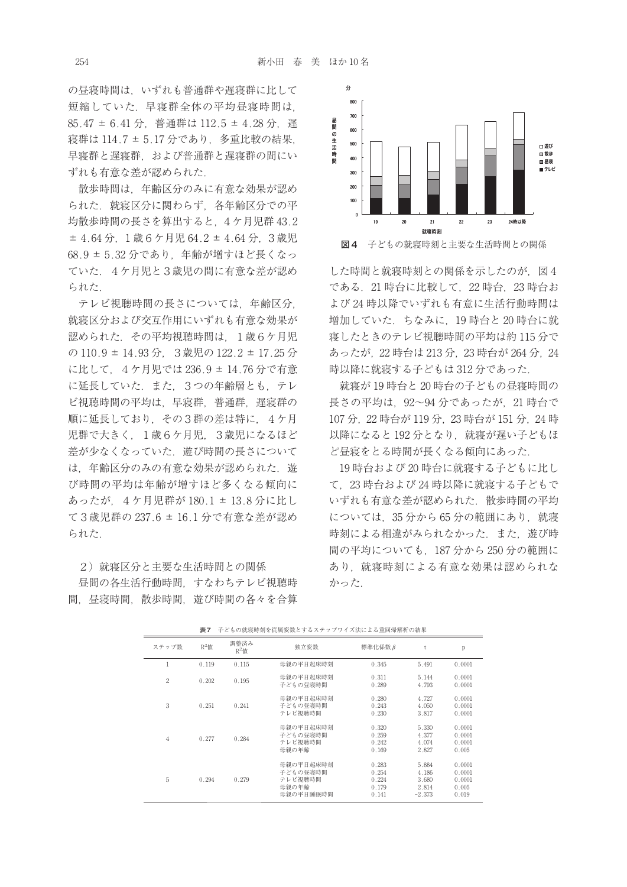の昼寝時間は，いずれも普通群や遅寝群に比して短縮していた．早寝群全体の平均昼寝時間は，85.47 ± 6.41 分，普通群は 112.5 ± 4.28 分，遅寝群は 114.7 ± 5.17 分であり，多重比較の結果，早寝群と遅寝群，および普通群と遅寝群の間にいずれも有意な差が認められた．

散歩時間は，年齢区分のみに有意な効果が認められた．就寝区分に関わらず，各年齢区分での平均散歩時間の長さを算出すると，4ケ月児群 43.2 ± 4.64 分，1歳6ケ月児 64.2 ± 4.64 分，3歳児 68.9 ± 5.32 分であり，年齢が増すほど長くなっていた．4ケ月児と3歳児の間に有意な差が認められた．

テレビ視聴時間の長さについては，年齢区分，就寝区分および交互作用にいずれも有意な効果が認められた．その平均視聴時間は，1歳6ケ月児の 110.9 ± 14.93 分，3歳児の 122.2 ± 17.25 分に比して，4ケ月児では 236.9 ± 14.76 分で有意に延長していた．また，3つの年齢層とも，テレビ視聴時間の平均は，早寝群，普通群，遅寝群の順に延長しており，その3群の差は特に，4ケ月児群で大きく，1歳6ケ月児，3歳児になるほど差が少なくなっていた．遊び時間の長さについては，年齢区分のみの有意な効果が認められた．遊び時間の平均は年齢が増すほど多くなる傾向にあったが，4ケ月児群が 180.1 ± 13.8 分に比して3歳児群の 237.6 ± 16.1 分で有意な差が認められた．

2）就寝区分と主要な生活時間との関係

昼間の各生活行動時間，すなわちテレビ視聴時間，昼寝時間，散歩時間，遊び時間の各々を合算した時間と就寝時刻との関係を示したのが，図4である．21時台に比較して，22時台，23時台および24時以降でいずれも有意に生活行動時間は増加していた．ちなみに，19時台と20時台に就寝したときのテレビ視聴時間の平均は約115分であったが，22時台は213分，23時台が264分，24時以降に就寝する子どもは312分であった．

就寝が19時台と20時台の子どもの昼寝時間の長さの平均は，92～94分であったが，21時台で107分，22時台が119分，23時台が151分，24時以降になると192分となり，就寝が遅い子どもほど昼寝をとる時間が長くなる傾向にあった．

19時台および20時台に就寝する子どもに比して，23時台および24時以降に就寝する子どもでいずれも有意な差が認められた．散歩時間の平均については，35分から65分の範囲にあり，就寝時刻による相違がみられなかった．また，遊び時間の平均についても，187分から250分の範囲にあり，就寝時刻による有意な効果は認められなかった．

**図4**　子どもの就寝時刻と主要な生活時間との関係

**表7**　子どもの就寝時刻を従属変数とするステップワイズ法による重回帰解析の結果

| ステップ数 | $R^2$値 | 調整済み $R^2$値 | 独立変数 | 標準化係数 $\beta$ | t | p |
|---|---|---|---|---|---|---|
| 1 | 0.119 | 0.115 | 母親の平日起床時刻 | 0.345 | 5.491 | 0.0001 |
| 2 | 0.202 | 0.195 | 母親の平日起床時刻 | 0.311 | 5.144 | 0.0001 |
| | | | 子どもの昼寝時間 | 0.289 | 4.793 | 0.0001 |
| 3 | 0.251 | 0.241 | 母親の平日起床時刻 | 0.280 | 4.727 | 0.0001 |
| | | | 子どもの昼寝時間 | 0.243 | 4.050 | 0.0001 |
| | | | テレビ視聴時間 | 0.230 | 3.817 | 0.0001 |
| 4 | 0.277 | 0.284 | 母親の平日起床時刻 | 0.320 | 5.330 | 0.0001 |
| | | | 子どもの昼寝時間 | 0.259 | 4.377 | 0.0001 |
| | | | テレビ視聴時間 | 0.242 | 4.074 | 0.0001 |
| | | | 母親の年齢 | 0.169 | 2.827 | 0.005 |
| 5 | 0.294 | 0.279 | 母親の平日起床時刻 | 0.283 | 5.884 | 0.0001 |
| | | | 子どもの昼寝時間 | 0.254 | 4.186 | 0.0001 |
| | | | テレビ視聴時間 | 0.224 | 3.680 | 0.0001 |
| | | | 母親の年齢 | 0.179 | 2.814 | 0.005 |
| | | | 母親の平日睡眠時間 | 0.141 | −2.373 | 0.019 |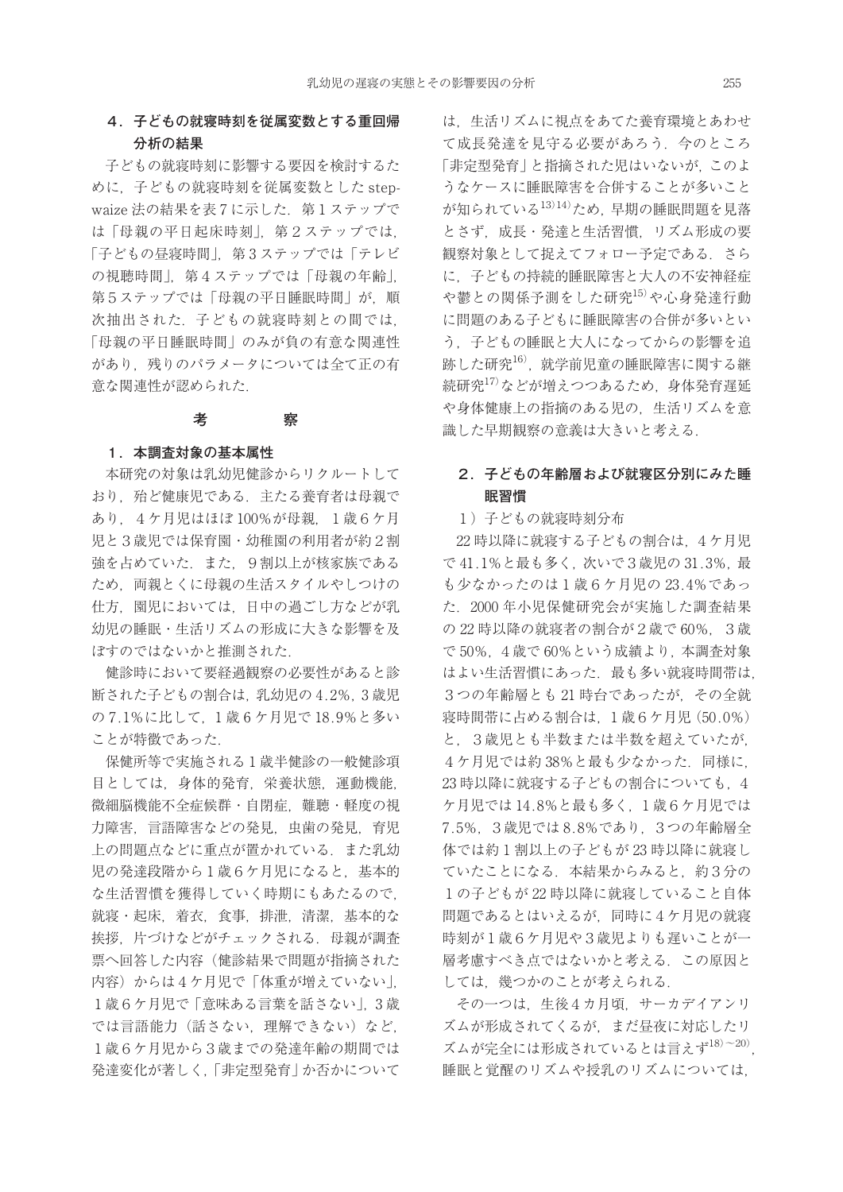### 4．子どもの就寝時刻を従属変数とする重回帰分析の結果

子どもの就寝時刻に影響する要因を検討するために，子どもの就寝時刻を従属変数とした stepwaize 法の結果を表7に示した．第1ステップでは「母親の平日起床時刻」，第2ステップでは，「子どもの昼寝時間」，第3ステップでは「テレビの視聴時間」，第4ステップでは「母親の年齢」，第5ステップでは「母親の平日睡眠時間」が，順次抽出された．子どもの就寝時刻との間では，「母親の平日睡眠時間」のみが負の有意な関連性があり，残りのパラメータについては全て正の有意な関連性が認められた．

## 考　　察

### 1．本調査対象の基本属性

本研究の対象は乳幼児健診からリクルートしており，殆ど健康児である．主たる養育者は母親であり，4ケ月児はほぼ100%が母親，1歳6ケ月児と3歳児では保育園・幼稚園の利用者が約2割強を占めていた．また，9割以上が核家族であるため，両親とくに母親の生活スタイルやしつけの仕方，園児においては，日中の過ごし方などが乳幼児の睡眠・生活リズムの形成に大きな影響を及ぼすのではないかと推測された．

健診時において要経過観察の必要性があると診断された子どもの割合は，乳幼児の4.2%，3歳児の7.1%に比して，1歳6ケ月児で18.9%と多いことが特徴であった．

保健所等で実施される1歳半健診の一般健診項目としては，身体的発育，栄養状態，運動機能，微細脳機能不全症候群・自閉症，難聴・軽度の視力障害，言語障害などの発見，虫歯の発見，育児上の問題点などに重点が置かれている．また乳幼児の発達段階から1歳6ケ月児になると，基本的な生活習慣を獲得していく時期にもあたるので，就寝・起床，着衣，食事，排泄，清潔，基本的な挨拶，片づけなどがチェックされる．母親が調査票へ回答した内容（健診結果で問題が指摘された内容）からは4ケ月児で「体重が増えていない」，1歳6ケ月児で「意味ある言葉を話さない」，3歳では言語能力（話さない，理解できない）など，1歳6ケ月児から3歳までの発達年齢の期間では発達変化が著しく，「非定型発育」か否かについては，生活リズムに視点をあてた養育環境とあわせて成長発達を見守る必要があろう．今のところ「非定型発育」と指摘された児はいないが，このようなケースに睡眠障害を合併することが多いことが知られている[13)14)]ため，早期の睡眠問題を見落とさず，成長・発達と生活習慣，リズム形成の要観察対象として捉えてフォロー予定である．さらに，子どもの持続的睡眠障害と大人の不安神経症や鬱との関係予測をした研究[15)]や心身発達行動に問題のある子どもに睡眠障害の合併が多いという，子どもの睡眠と大人になってからの影響を追跡した研究[16)]，就学前児童の睡眠障害に関する継続研究[17)]などが増えつつあるため，身体発育遅延や身体健康上の指摘のある児の，生活リズムを意識した早期観察の意義は大きいと考える．

### 2．子どもの年齢層および就寝区分別にみた睡眠習慣

1）子どもの就寝時刻分布

22時以降に就寝する子どもの割合は，4ケ月児で41.1%と最も多く，次いで3歳児の31.3%，最も少なかったのは1歳6ケ月児の23.4%であった．2000年小児保健研究会が実施した調査結果の22時以降の就寝者の割合が2歳で60%，3歳で50%，4歳で60%という成績より，本調査対象はよい生活習慣にあった．最も多い就寝時間帯は，3つの年齢層とも21時台であったが，その全就寝時間帯に占める割合は，1歳6ケ月児（50.0%）と，3歳児とも半数または半数を超えていたが，4ケ月児では約38%と最も少なかった．同様に，23時以降に就寝する子どもの割合についても，4ケ月児では14.8%と最も多く，1歳6ケ月児では7.5%，3歳児では8.8%であり，3つの年齢層全体では約1割以上の子どもが23時以降に就寝していたことになる．本結果からみると，約3分の1の子どもが22時以降に就寝していること自体問題であるとはいえるが，同時に4ケ月児の就寝時刻が1歳6ケ月児や3歳児よりも遅いことが一層考慮すべき点ではないかと考える．この原因としては，幾つかのことが考えられる．

その一つは，生後4カ月頃，サーカデイアンリズムが形成されてくるが，まだ昼夜に対応したリズムが完全には形成されているとは言えず[18)〜20)]，睡眠と覚醒のリズムや授乳のリズムについては，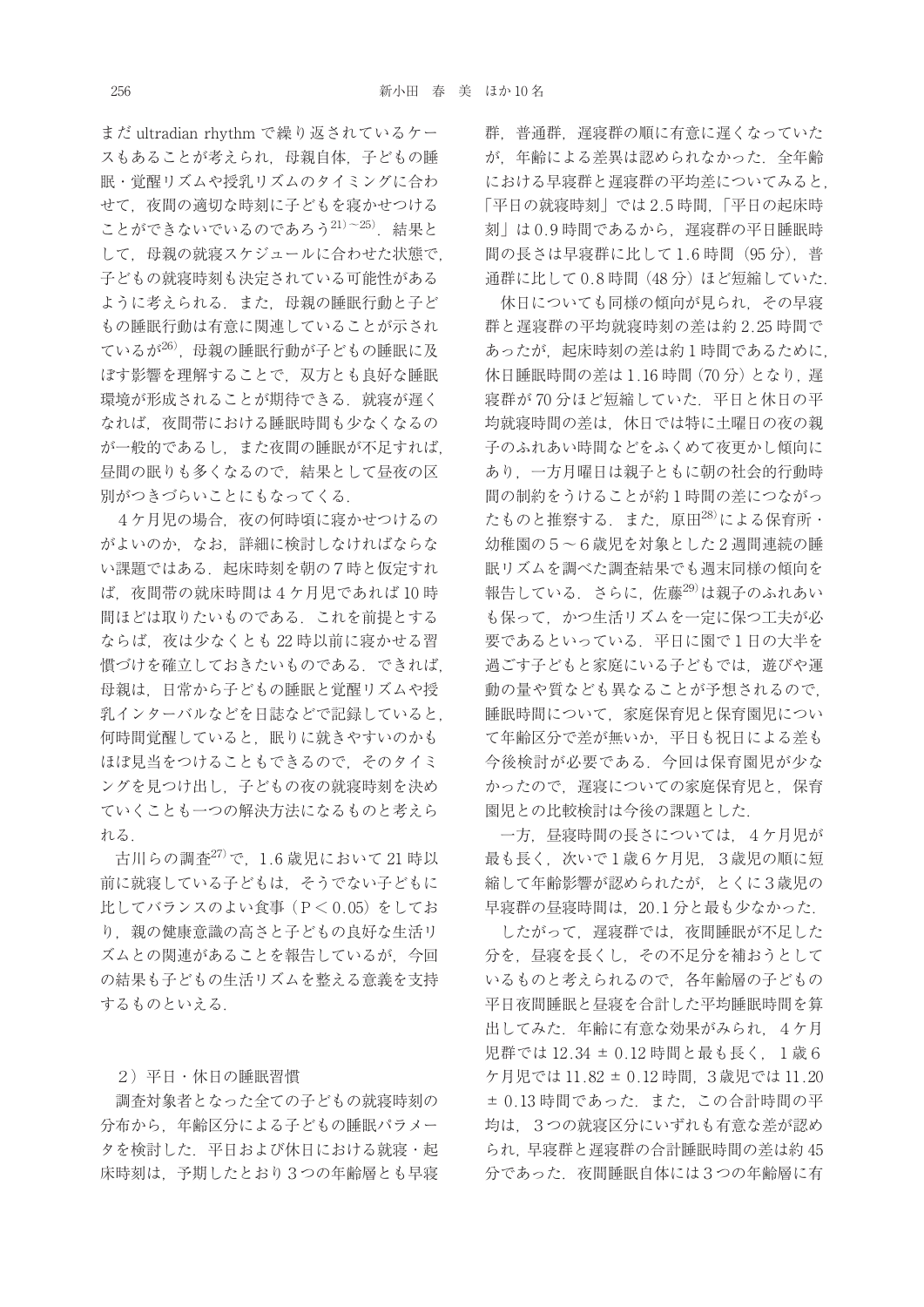まだ ultradian rhythm で繰り返されているケースもあることが考えられ，母親自体，子どもの睡眠・覚醒リズムや授乳リズムのタイミングに合わせて，夜間の適切な時刻に子どもを寝かせつけることができないでいるのであろう[21)～25)]．結果として，母親の就寝スケジュールに合わせた状態で，子どもの就寝時刻も決定されている可能性があるように考えられる．また，母親の睡眠行動と子どもの睡眠行動は有意に関連していることが示されているが[26)]，母親の睡眠行動が子どもの睡眠に及ぼす影響を理解することで，双方とも良好な睡眠環境が形成されることが期待できる．就寝が遅くなれば，夜間帯における睡眠時間も少なくなるのが一般的であるし，また夜間の睡眠が不足すれば，昼間の眠りも多くなるので，結果として昼夜の区別がつきづらいことにもなってくる．

4ケ月児の場合，夜の何時頃に寝かせつけるのがよいのか，なお，詳細に検討しなければならない課題ではある．起床時刻を朝の7時と仮定すれば，夜間帯の就床時間は4ケ月児であれば10時間ほどは取りたいものである．これを前提とするならば，夜は少なくとも22時以前に寝かせる習慣づけを確立しておきたいものである．できれば，母親は，日常から子どもの睡眠と覚醒リズムや授乳インターバルなどを日誌などで記録していると，何時間覚醒していると，眠りに就きやすいのかもほぼ見当をつけることもできるので，そのタイミングを見つけ出し，子どもの夜の就寝時刻を決めていくことも一つの解決方法になるものと考えられる．

古川らの調査[27)]で，1.6歳児において21時以前に就寝している子どもは，そうでない子どもに比してバランスのよい食事（$P < 0.05$）をしており，親の健康意識の高さと子どもの良好な生活リズムとの関連があることを報告しているが，今回の結果も子どもの生活リズムを整える意義を支持するものといえる．

2）平日・休日の睡眠習慣

調査対象者となった全ての子どもの就寝時刻の分布から，年齢区分による子どもの睡眠パラメータを検討した．平日および休日における就寝・起床時刻は，予期したとおり3つの年齢層とも早寝群，普通群，遅寝群の順に有意に遅くなっていたが，年齢による差異は認められなかった．全年齢における早寝群と遅寝群の平均差についてみると，「平日の就寝時刻」では2.5時間，「平日の起床時刻」は0.9時間であるから，遅寝群の平日睡眠時間の長さは早寝群に比して1.6時間（95分），普通群に比して0.8時間（48分）ほど短縮していた．

休日についても同様の傾向が見られ，その早寝群と遅寝群の平均就寝時刻の差は約2.25時間であったが，起床時刻の差は約1時間であるために，休日睡眠時間の差は1.16時間（70分）となり，遅寝群が70分ほど短縮していた．平日と休日の平均就寝時間の差は，休日では特に土曜日の夜の親子のふれあい時間などをふくめて夜更かし傾向にあり，一方月曜日は親子ともに朝の社会的行動時間の制約をうけることが約1時間の差につながったものと推察する．また，原田[28)]による保育所・幼稚園の5～6歳児を対象とした2週間連続の睡眠リズムを調べた調査結果でも週末同様の傾向を報告している．さらに，佐藤[29)]は親子のふれあいも保って，かつ生活リズムを一定に保つ工夫が必要であるといっている．平日に園で1日の大半を過ごす子どもと家庭にいる子どもでは，遊びや運動の量や質なども異なることが予想されるので，睡眠時間について，家庭保育児と保育園児について年齢区分で差が無いか，平日も祝日による差も今後検討が必要である．今回は保育園児が少なかったので，遅寝についての家庭保育児と，保育園児との比較検討は今後の課題とした．

一方，昼寝時間の長さについては，4ケ月児が最も長く，次いで1歳6ケ月児，3歳児の順に短縮して年齢影響が認められたが，とくに3歳児の早寝群の昼寝時間は，20.1分と最も少なかった．

したがって，遅寝群では，夜間睡眠が不足した分を，昼寝を長くし，その不足分を補おうとしているものと考えられるので，各年齢層の子どもの平日夜間睡眠と昼寝を合計した平均睡眠時間を算出してみた．年齢に有意な効果がみられ，4ケ月児群では12.34 ± 0.12時間と最も長く，1歳6ケ月児では11.82 ± 0.12時間，3歳児では11.20 ± 0.13時間であった．また，この合計時間の平均は，3つの就寝区分にいずれも有意な差が認められ，早寝群と遅寝群の合計睡眠時間の差は約45分であった．夜間睡眠自体には3つの年齢層に有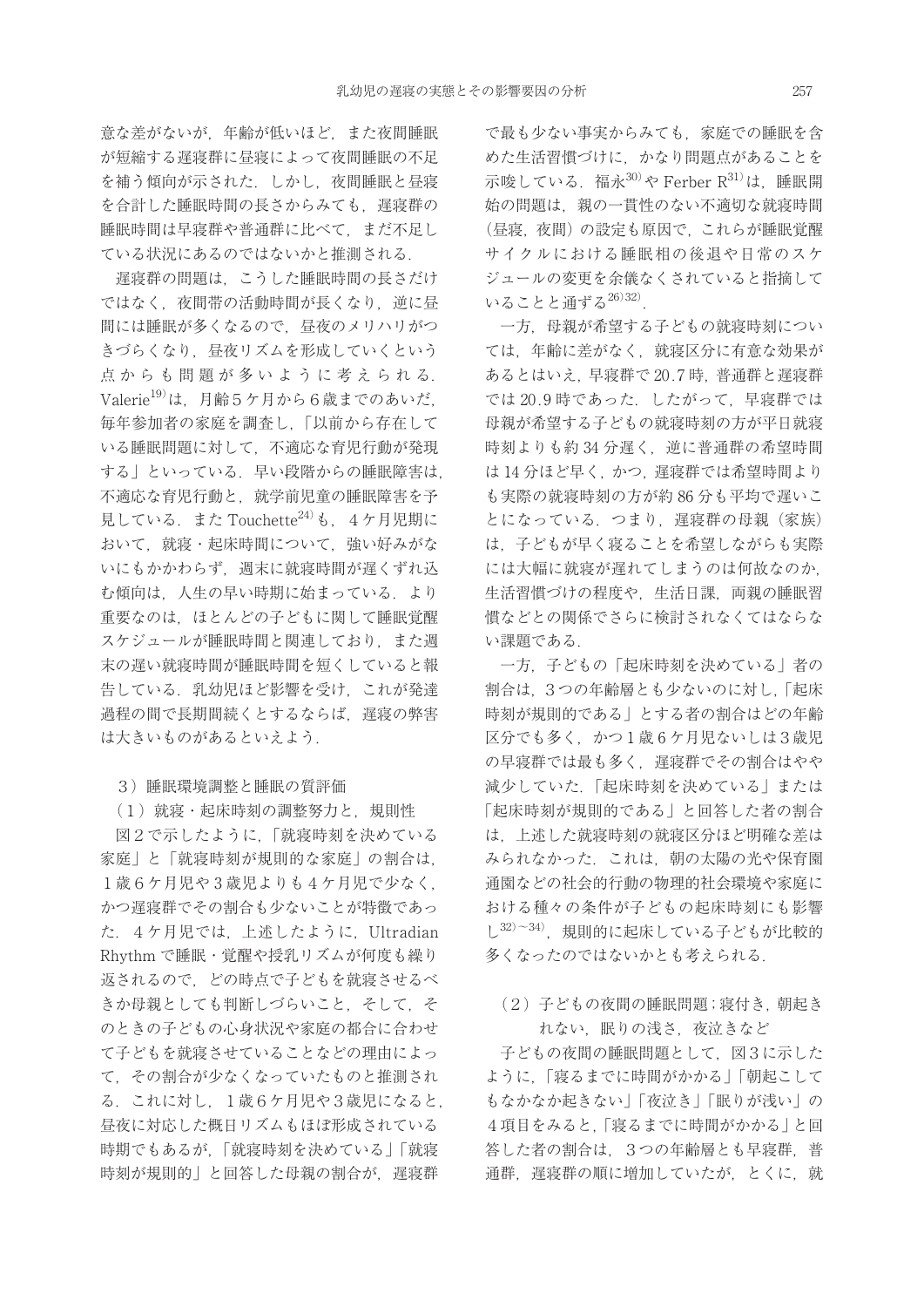意な差がないが，年齢が低いほど，また夜間睡眠が短縮する遅寝群に昼寝によって夜間睡眠の不足を補う傾向が示された．しかし，夜間睡眠と昼寝を合計した睡眠時間の長さからみても，遅寝群の睡眠時間は早寝群や普通群に比べて，まだ不足している状況にあるのではないかと推測される．

遅寝群の問題は，こうした睡眠時間の長さだけではなく，夜間帯の活動時間が長くなり，逆に昼間には睡眠が多くなるので，昼夜のメリハリがつきづらくなり，昼夜リズムを形成していくという点からも問題が多いように考えられる．Valerie[19]は，月齢5ケ月から6歳までのあいだ，毎年参加者の家庭を調査し，「以前から存在している睡眠問題に対して，不適応な育児行動が発現する」といっている．早い段階からの睡眠障害は，不適応な育児行動と，就学前児童の睡眠障害を予見している．またTouchette[24]も，4ケ月児期において，就寝・起床時間について，強い好みがないにもかかわらず，週末に就寝時間が遅くずれ込む傾向は，人生の早い時期に始まっている．より重要なのは，ほとんどの子どもに関して睡眠覚醒スケジュールが睡眠時間と関連しており，また週末の遅い就寝時間が睡眠時間を短くしていると報告している．乳幼児ほど影響を受け，これが発達過程の間で長期間続くとするならば，遅寝の弊害は大きいものがあるといえよう．

3）睡眠環境調整と睡眠の質評価

（1）就寝・起床時刻の調整努力と，規則性

図2で示したように，「就寝時刻を決めている家庭」と「就寝時刻が規則的な家庭」の割合は，1歳6ケ月児や3歳児よりも4ケ月児で少なく，かつ遅寝群でその割合も少ないことが特徴であった．4ケ月児では，上述したように，Ultradian Rhythmで睡眠・覚醒や授乳リズムが何度も繰り返されるので，どの時点で子どもを就寝させるべきか母親としても判断しづらいこと，そして，そのときの子どもの心身状況や家庭の都合に合わせて子どもを就寝させていることなどの理由によって，その割合が少なくなっていたものと推測される．これに対し，1歳6ケ月児や3歳児になると，昼夜に対応した概日リズムもほぼ形成されている時期でもあるが，「就寝時刻を決めている」「就寝時刻が規則的」と回答した母親の割合が，遅寝群で最も少ない事実からみても，家庭での睡眠を含めた生活習慣づけに，かなり問題点があることを示唆している．福永[30]やFerber R[31]は，睡眠開始の問題は，親の一貫性のない不適切な就寝時間（昼寝，夜間）の設定も原因で，これらが睡眠覚醒サイクルにおける睡眠相の後退や日常のスケジュールの変更を余儀なくされていると指摘していることと通ずる[26,32]．

一方，母親が希望する子どもの就寝時刻については，年齢に差がなく，就寝区分に有意な効果があるとはいえ，早寝群で20.7時，普通群と遅寝群では20.9時であった．したがって，早寝群では母親が希望する子どもの就寝時刻の方が平日就寝時刻よりも約34分遅く，逆に普通群の希望時間は14分ほど早く，かつ，遅寝群では希望時間よりも実際の就寝時刻の方が約86分も平均で遅いことになっている．つまり，遅寝群の母親（家族）は，子どもが早く寝ることを希望しながらも実際には大幅に就寝が遅れてしまうのは何故なのか，生活習慣づけの程度や，生活日課，両親の睡眠習慣などとの関係でさらに検討されなくてはならない課題である．

一方，子どもの「起床時刻を決めている」者の割合は，3つの年齢層とも少ないのに対し，「起床時刻が規則的である」とする者の割合はどの年齢区分でも多く，かつ1歳6ケ月児ないしは3歳児の早寝群では最も多く，遅寝群でその割合はやや減少していた．「起床時刻を決めている」または「起床時刻が規則的である」と回答した者の割合は，上述した就寝時刻の就寝区分ほど明確な差はみられなかった．これは，朝の太陽の光や保育園通園などの社会的行動の物理的社会環境や家庭における種々の条件が子どもの起床時刻にも影響し[32～34]，規則的に起床している子どもが比較的多くなったのではないかとも考えられる．

（2）子どもの夜間の睡眠問題；寝付き，朝起きれない，眠りの浅さ，夜泣きなど

子どもの夜間の睡眠問題として，図3に示したように，「寝るまでに時間がかかる」「朝起こしてもなかなか起きない」「夜泣き」「眠りが浅い」の4項目をみると，「寝るまでに時間がかかる」と回答した者の割合は，3つの年齢層とも早寝群，普通群，遅寝群の順に増加していたが，とくに，就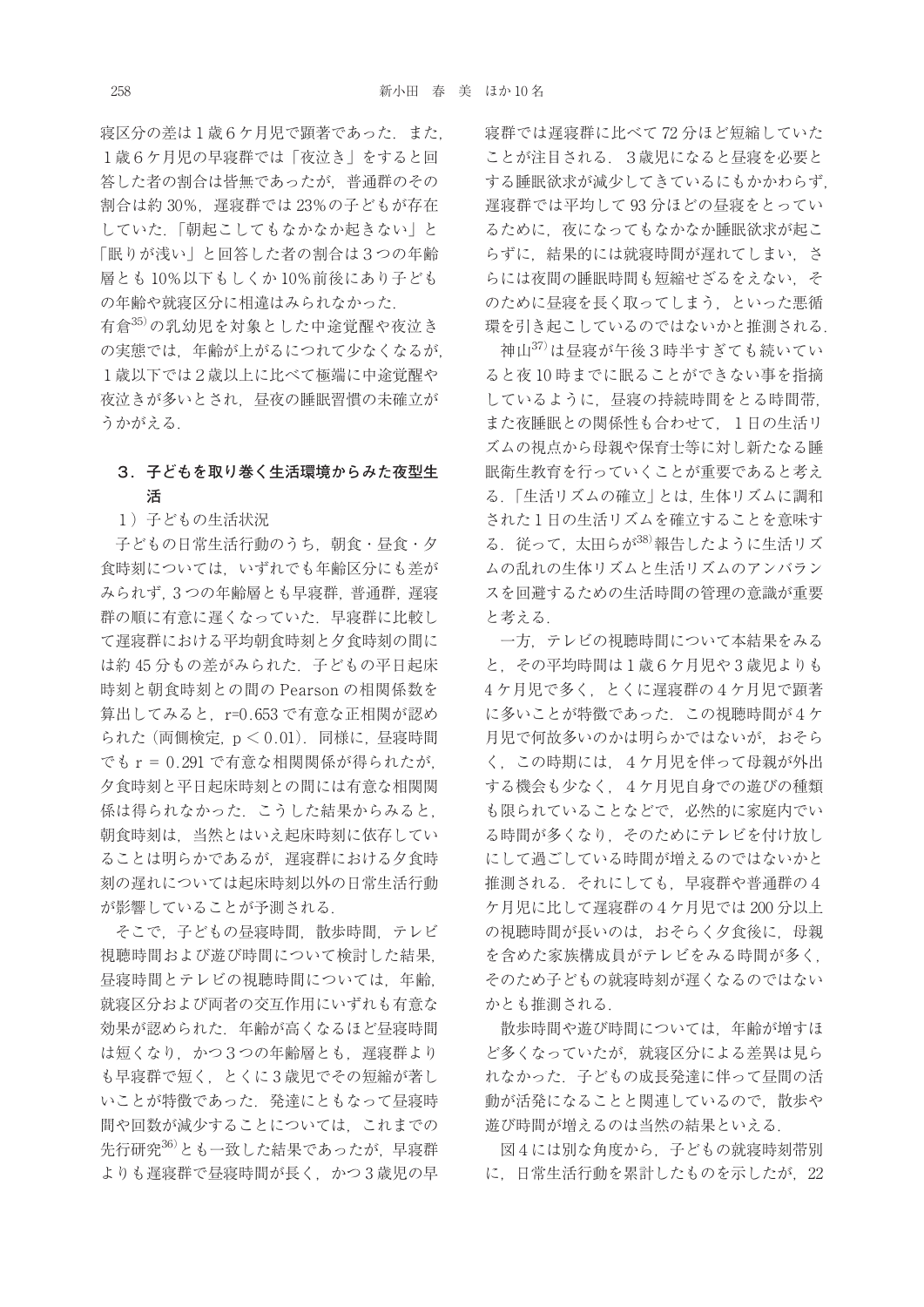寝区分の差は１歳６ケ月児で顕著であった．また，１歳６ケ月児の早寝群では「夜泣き」をすると回答した者の割合は皆無であったが，普通群のその割合は約 30%，遅寝群では 23%の子どもが存在していた．「朝起こしてもなかなか起きない」と「眠りが浅い」と回答した者の割合は３つの年齢層とも 10%以下もしくか 10%前後にあり子どもの年齢や就寝区分に相違はみられなかった．

有倉[35]の乳幼児を対象とした中途覚醒や夜泣きの実態では，年齢が上がるにつれて少なくなるが，１歳以下では２歳以上に比べて極端に中途覚醒や夜泣きが多いとされ，昼夜の睡眠習慣の未確立がうかがえる．

## ３．子どもを取り巻く生活環境からみた夜型生活

### １）子どもの生活状況

子どもの日常生活行動のうち，朝食・昼食・夕食時刻については，いずれでも年齢区分にも差がみられず，3 つの年齢層とも早寝群，普通群，遅寝群の順に有意に遅くなっていた．早寝群に比較して遅寝群における平均朝食時刻と夕食時刻の間には約 45 分もの差がみられた．子どもの平日起床時刻と朝食時刻との間の Pearson の相関係数を算出してみると，$r=0.653$ で有意な正相関が認められた（両側検定，$p < 0.01$）．同様に，昼寝時間でも $r = 0.291$ で有意な相関関係が得られたが，夕食時刻と平日起床時刻との間には有意な相関関係は得られなかった．こうした結果からみると，朝食時刻は，当然とはいえ起床時刻に依存していることは明らかであるが，遅寝群における夕食時刻の遅れについては起床時刻以外の日常生活行動が影響していることが予測される．

そこで，子どもの昼寝時間，散歩時間，テレビ視聴時間および遊び時間について検討した結果，昼寝時間とテレビの視聴時間については，年齢，就寝区分および両者の交互作用にいずれも有意な効果が認められた．年齢が高くなるほど昼寝時間は短くなり，かつ３つの年齢層とも，遅寝群よりも早寝群で短く，とくに３歳児でその短縮が著しいことが特徴であった．発達にともなって昼寝時間や回数が減少することについては，これまでの先行研究[36]とも一致した結果であったが，早寝群よりも遅寝群で昼寝時間が長く，かつ３歳児の早寝群では遅寝群に比べて 72 分ほど短縮していたことが注目される．３歳児になると昼寝を必要とする睡眠欲求が減少してきているにもかかわらず，遅寝群では平均して 93 分ほどの昼寝をとっているために，夜になってもなかなか睡眠欲求が起こらずに，結果的には就寝時間が遅れてしまい，さらには夜間の睡眠時間も短縮せざるをえない，そのために昼寝を長く取ってしまう，といった悪循環を引き起こしているのではないかと推測される．

神山[37]は昼寝が午後３時半すぎても続いていると夜 10 時までに眠ることができない事を指摘しているように，昼寝の持続時間をとる時間帯，また夜睡眠との関係性も合わせて，１日の生活リズムの視点から母親や保育士等に対し新たなる睡眠衛生教育を行っていくことが重要であると考える．「生活リズムの確立」とは，生体リズムに調和された１日の生活リズムを確立することを意味する．従って，太田らが[38]報告したように生活リズムの乱れの生体リズムと生活リズムのアンバランスを回避するための生活時間の管理の意識が重要と考える．

一方，テレビの視聴時間について本結果をみると，その平均時間は１歳６ケ月児や３歳児よりも４ケ月児で多く，とくに遅寝群の４ケ月児で顕著に多いことが特徴であった．この視聴時間が４ケ月児で何故多いのかは明らかではないが，おそらく，この時期には，４ケ月児を伴って母親が外出する機会も少なく，４ケ月児自身での遊びの種類も限られていることなどで，必然的に家庭内でいる時間が多くなり，そのためにテレビを付け放しにして過ごしている時間が増えるのではないかと推測される．それにしても，早寝群や普通群の４ケ月児に比して遅寝群の４ケ月児では 200 分以上の視聴時間が長いのは，おそらく夕食後に，母親を含めた家族構成員がテレビをみる時間が多く，そのため子どもの就寝時刻が遅くなるのではないかとも推測される．

散歩時間や遊び時間については，年齢が増すほど多くなっていたが，就寝区分による差異は見られなかった．子どもの成長発達に伴って昼間の活動が活発になることと関連しているので，散歩や遊び時間が増えるのは当然の結果といえる．

図４には別な角度から，子どもの就寝時刻帯別に，日常生活行動を累計したものを示したが，22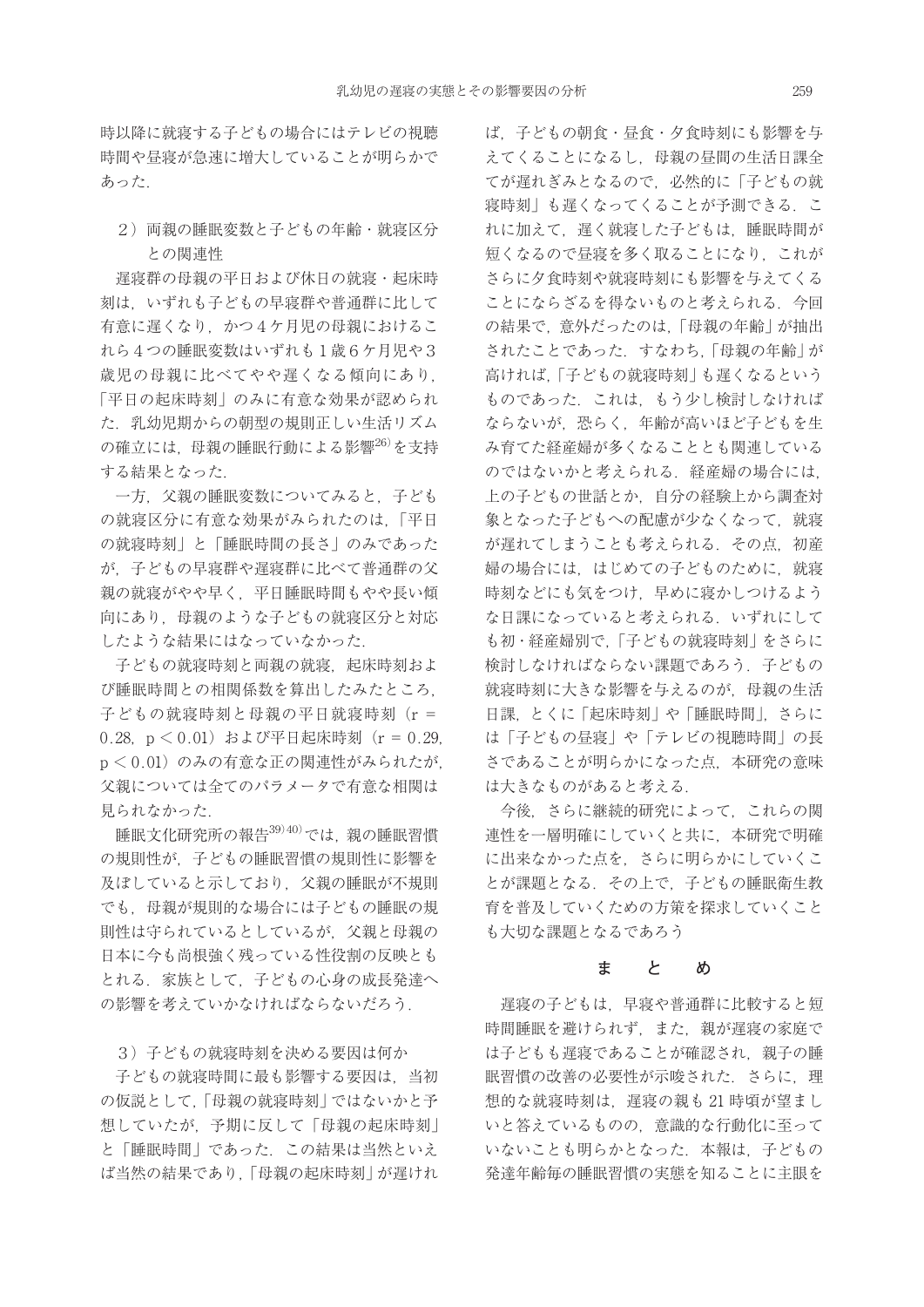時以降に就寝する子どもの場合にはテレビの視聴時間や昼寝が急速に増大していることが明らかであった．

### 2）両親の睡眠変数と子どもの年齢・就寝区分との関連性

遅寝群の母親の平日および休日の就寝・起床時刻は，いずれも子どもの早寝群や普通群に比して有意に遅くなり，かつ４ケ月児の母親におけるこれら４つの睡眠変数はいずれも１歳６ケ月児や３歳児の母親に比べてやや遅くなる傾向にあり，「平日の起床時刻」のみに有意な効果が認められた．乳幼児期からの朝型の規則正しい生活リズムの確立には，母親の睡眠行動による影響[26]を支持する結果となった．

一方，父親の睡眠変数についてみると，子どもの就寝区分に有意な効果がみられたのは，「平日の就寝時刻」と「睡眠時間の長さ」のみであったが，子どもの早寝群や遅寝群に比べて普通群の父親の就寝がやや早く，平日睡眠時間もやや長い傾向にあり，母親のような子どもの就寝区分と対応したような結果にはなっていなかった．

子どもの就寝時刻と両親の就寝，起床時刻および睡眠時間との相関係数を算出したみたところ，子どもの就寝時刻と母親の平日就寝時刻（$r = 0.28$, $p < 0.01$）および平日起床時刻（$r = 0.29$, $p < 0.01$）のみの有意な正の関連性がみられたが，父親については全てのパラメータで有意な相関は見られなかった．

睡眠文化研究所の報告[39,40]では，親の睡眠習慣の規則性が，子どもの睡眠習慣の規則性に影響を及ぼしていると示しており，父親の睡眠が不規則でも，母親が規則的な場合には子どもの睡眠の規則性は守られているとしているが，父親と母親の日本に今も尚根強く残っている性役割の反映ともとれる．家族として，子どもの心身の成長発達への影響を考えていかなければならないだろう．

### 3）子どもの就寝時刻を決める要因は何か

子どもの就寝時間に最も影響する要因は，当初の仮説として，「母親の就寝時刻」ではないかと予想していたが，予期に反して「母親の起床時刻」と「睡眠時間」であった．この結果は当然といえば当然の結果であり，「母親の起床時刻」が遅ければ，子どもの朝食・昼食・夕食時刻にも影響を与えてくることになるし，母親の昼間の生活日課全てが遅れぎみとなるので，必然的に「子どもの就寝時刻」も遅くなってくることが予測できる．これに加えて，遅く就寝した子どもは，睡眠時間が短くなるので昼寝を多く取ることになり，これがさらに夕食時刻や就寝時刻にも影響を与えてくることにならざるを得ないものと考えられる．今回の結果で，意外だったのは，「母親の年齢」が抽出されたことであった．すなわち，「母親の年齢」が高ければ，「子どもの就寝時刻」も遅くなるというものであった．これは，もう少し検討しなければならないが，恐らく，年齢が高いほど子どもを生み育てた経産婦が多くなることとも関連しているのではないかと考えられる．経産婦の場合には，上の子どもの世話とか，自分の経験上から調査対象となった子どもへの配慮が少なくなって，就寝が遅れてしまうことも考えられる．その点，初産婦の場合には，はじめての子どものために，就寝時刻などにも気をつけ，早めに寝かしつけるような日課になっていると考えられる．いずれにしても初・経産婦別で，「子どもの就寝時刻」をさらに検討しなければならない課題であろう．子どもの就寝時刻に大きな影響を与えるのが，母親の生活日課，とくに「起床時刻」や「睡眠時間」，さらには「子どもの昼寝」や「テレビの視聴時間」の長さであることが明らかになった点，本研究の意味は大きなものがあると考える．

今後，さらに継続的研究によって，これらの関連性を一層明確にしていくと共に，本研究で明確に出来なかった点を，さらに明らかにしていくことが課題となる．その上で，子どもの睡眠衛生教育を普及していくための方策を探求していくことも大切な課題となるであろう

## ま　と　め

遅寝の子どもは，早寝や普通群に比較すると短時間睡眠を避けられず，また，親が遅寝の家庭では子どもも遅寝であることが確認され，親子の睡眠習慣の改善の必要性が示唆された．さらに，理想的な就寝時刻は，遅寝の親も 21 時頃が望ましいと答えているものの，意識的な行動化に至っていないことも明らかとなった．本報は，子どもの発達年齢毎の睡眠習慣の実態を知ることに主眼を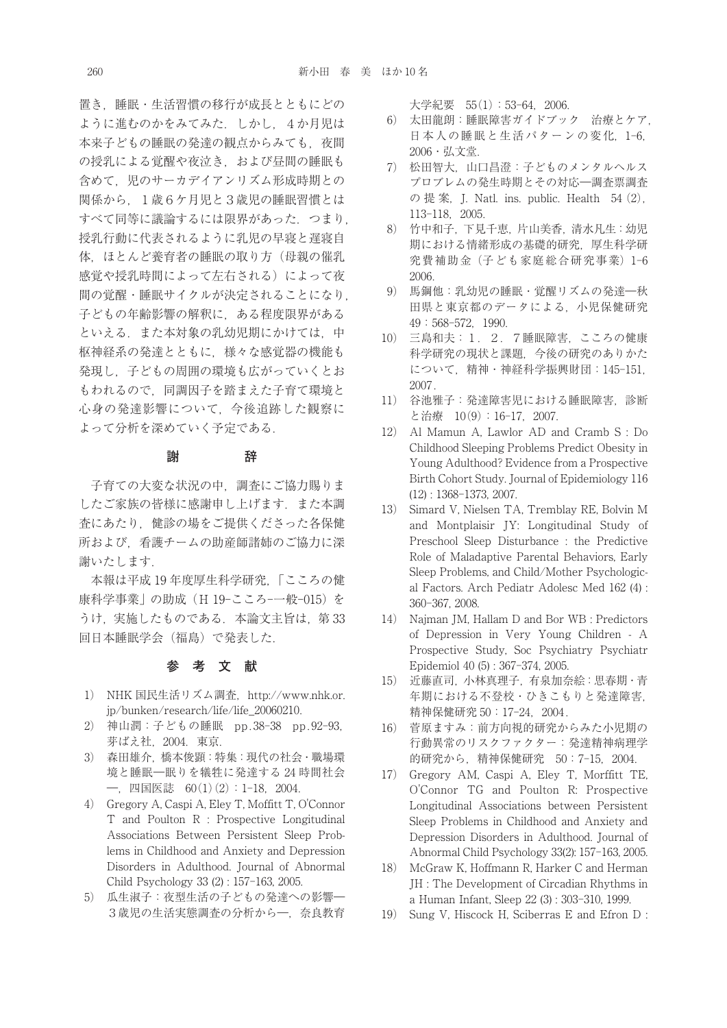置き，睡眠・生活習慣の移行が成長とともにどのように進むのかをみてみた．しかし，４か月児は本来子どもの睡眠の発達の観点からみても，夜間の授乳による覚醒や夜泣き，および昼間の睡眠も含めて，児のサーカデイアンリズム形成時期との関係から，１歳６ケ月児と３歳児の睡眠習慣とはすべて同等に議論するには限界があった．つまり，授乳行動に代表されるように乳児の早寝と遅寝自体，ほとんど養育者の睡眠の取り方（母親の催乳感覚や授乳時間によって左右される）によって夜間の覚醒・睡眠サイクルが決定されることになり，子どもの年齢影響の解釈に，ある程度限界があるといえる．また本対象の乳幼児期にかけては，中枢神経系の発達とともに，様々な感覚器の機能も発現し，子どもの周囲の環境も広がっていくとおもわれるので，同調因子を踏まえた子育て環境と心身の発達影響について，今後追跡した観察によって分析を深めていく予定である．

## 謝　　辞

子育ての大変な状況の中，調査にご協力賜りましたご家族の皆様に感謝申し上げます．また本調査にあたり，健診の場をご提供くださった各保健所および，看護チームの助産師諸姉のご協力に深謝いたします．

本報は平成 19 年度厚生科学研究，「こころの健康科学事業」の助成（H 19-こころ-一般-015）をうけ，実施したものである．本論文主旨は，第 33 回日本睡眠学会（福島）で発表した．

## 参 考 文 献

1) NHK 国民生活リズム調査，http://www.nhk.or.jp/bunken/research/life/life_20060210.
2) 神山潤：子どもの睡眠　pp.38-38　pp.92-93，芽ばえ社，2004．東京．
3) 森田雄介，橋本俊顕：特集：現代の社会・職場環境と睡眠―眠りを犠牲に発達する 24 時間社会―，四国医誌　60(1)(2)：1-18，2004.
4) Gregory A, Caspi A, Eley T, Moffitt T, O'Connor T and Poulton R : Prospective Longitudinal Associations Between Persistent Sleep Problems in Childhood and Anxiety and Depression Disorders in Adulthood. Journal of Abnormal Child Psychology 33 (2) : 157-163, 2005.
5) 瓜生淑子：夜型生活の子どもの発達への影響―３歳児の生活実態調査の分析から―，奈良教育大学紀要　55(1)：53-64，2006.
6) 太田龍朗：睡眠障害ガイドブック　治療とケア，日本人の睡眠と生活パターンの変化，1-6，2006・弘文堂.
7) 松田智大，山口昌澄：子どものメンタルヘルスプロブレムの発生時期とその対応―調査票調査の提案，J. Natl. ins. public. Health　54 (2)，113-118，2005.
8) 竹中和子，下見千恵，片山美香，清水凡生：幼児期における情緒形成の基礎的研究，厚生科学研究費補助金（子ども家庭総合研究事業）1-6　2006.
9) 馬鋼他：乳幼児の睡眠・覚醒リズムの発達―秋田県と東京都のデータによる，小児保健研究　49：568-572，1990.
10) 三島和夫：１．２．７睡眠障害，こころの健康科学研究の現状と課題，今後の研究のありかたについて，精神・神経科学振興財団：145-151，2007.
11) 谷池雅子：発達障害児における睡眠障害，診断と治療　10(9)：16-17，2007.
12) Al Mamun A, Lawlor AD and Cramb S : Do Childhood Sleeping Problems Predict Obesity in Young Adulthood? Evidence from a Prospective Birth Cohort Study. Journal of Epidemiology 116 (12) : 1368-1373, 2007.
13) Simard V, Nielsen TA, Tremblay RE, Bolvin M and Montplaisir JY: Longitudinal Study of Preschool Sleep Disturbance : the Predictive Role of Maladaptive Parental Behaviors, Early Sleep Problems, and Child/Mother Psychological Factors. Arch Pediatr Adolesc Med 162 (4) : 360-367, 2008.
14) Najman JM, Hallam D and Bor WB : Predictors of Depression in Very Young Children - A Prospective Study, Soc Psychiatry Psychiatr Epidemiol 40 (5) : 367-374, 2005.
15) 近藤直司，小林真理子，有泉加奈絵：思春期・青年期における不登校・ひきこもりと発達障害，精神保健研究 50：17-24，2004.
16) 菅原ますみ：前方向視的研究からみた小児期の行動異常のリスクファクター：発達精神病理学的研究から，精神保健研究　50：7-15，2004.
17) Gregory AM, Caspi A, Eley T, Morffitt TE, O'Connor TG and Poulton R: Prospective Longitudinal Associations between Persistent Sleep Problems in Childhood and Anxiety and Depression Disorders in Adulthood. Journal of Abnormal Child Psychology 33(2): 157-163, 2005.
18) McGraw K, Hoffmann R, Harker C and Herman JH : The Development of Circadian Rhythms in a Human Infant, Sleep 22 (3) : 303-310, 1999.
19) Sung V, Hiscock H, Sciberras E and Efron D :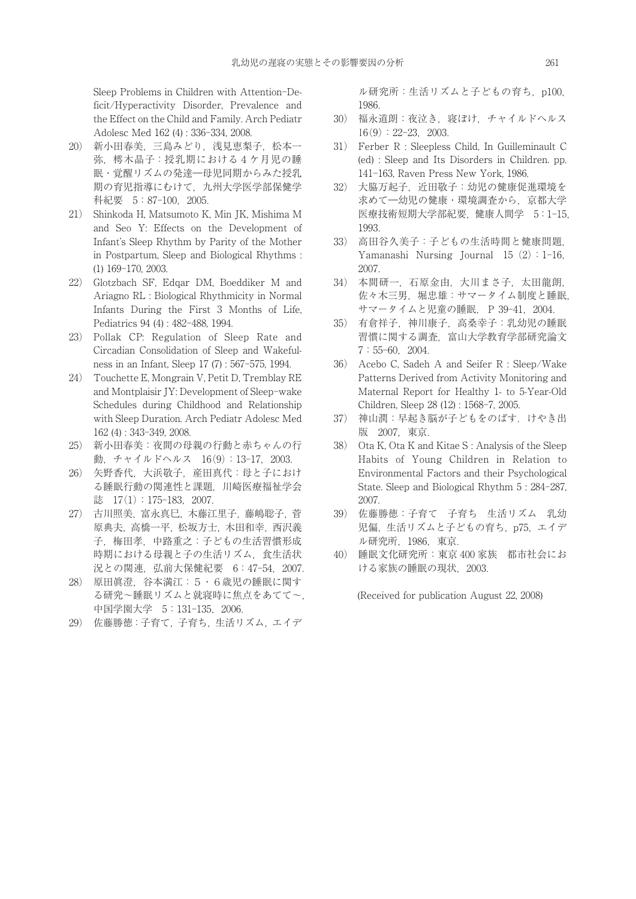Sleep Problems in Children with Attention-Deficit/Hyperactivity Disorder, Prevalence and the Effect on the Child and Family. Arch Pediatr Adolesc Med 162 (4) : 336-334, 2008.

20) 新小田春美，三島みどり，浅見恵梨子，松本一弥，樗木晶子：授乳期における４ケ月児の睡眠・覚醒リズムの発達―母児同期からみた授乳期の育児指導にむけて，九州大学医学部保健学科紀要　5：87-100，2005.

21) Shinkoda H, Matsumoto K, Min JK, Mishima M and Seo Y: Effects on the Development of Infant's Sleep Rhythm by Parity of the Mother in Postpartum, Sleep and Biological Rhythms : (1) 169-170, 2003.

22) Glotzbach SF, Edqar DM, Boeddiker M and Ariagno RL : Biological Rhythmicity in Normal Infants During the First 3 Months of Life, Pediatrics 94 (4) : 482-488, 1994.

23) Pollak CP: Regulation of Sleep Rate and Circadian Consolidation of Sleep and Wakefulness in an Infant, Sleep 17 (7) : 567-575, 1994.

24) Touchette E, Mongrain V, Petit D, Tremblay RE and Montplaisir JY: Development of Sleep-wake Schedules during Childhood and Relationship with Sleep Duration. Arch Pediatr Adolesc Med 162 (4) : 343-349, 2008.

25) 新小田春美：夜間の母親の行動と赤ちゃんの行動，チャイルドヘルス　16(9)：13-17，2003.

26) 矢野香代，大浜敬子，産田真代：母と子における睡眠行動の関連性と課題，川崎医療福祉学会誌　17(1)：175-183，2007.

27) 古川照美，富永真巳，木藤江里子，藤嶋聡子，菅原典夫，高橋一平，松坂方士，木田和幸，西沢義子，梅田孝，中路重之：子どもの生活習慣形成時期における母親と子の生活リズム，食生活状況との関連，弘前大保健紀要　6：47-54，2007.

28) 原田眞澄，谷本満江：５・６歳児の睡眠に関する研究～睡眠リズムと就寝時に焦点をあてて～，中国学園大学　5：131-135，2006.

29) 佐藤勝徳：子育て，子育ち，生活リズム，エイデル研究所：生活リズムと子どもの育ち，p100，1986.

30) 福永道朗：夜泣き，寝ぼけ，チャイルドヘルス　16(9)：22-23，2003.

31) Ferber R : Sleepless Child, In Guilleminault C (ed) : Sleep and Its Disorders in Children. pp. 141-163, Raven Press New York, 1986.

32) 大脇万起子，近田敬子：幼児の健康促進環境を求めて―幼児の健康・環境調査から，京都大学医療技術短期大学部紀要，健康人間学　5：1-15，1993.

33) 高田谷久美子：子どもの生活時間と健康問題，Yamanashi Nursing Journal　15 (2)：1-16，2007.

34) 本間研一，石原金由，大川まさ子，太田龍朗，佐々木三男，堀忠雄：サマータイム制度と睡眠，サマータイムと児童の睡眠，P 39-41，2004.

35) 有倉祥子，神川康子，高桑幸子：乳幼児の睡眠習慣に関する調査，富山大学教育学部研究論文　7：55-60，2004.

36) Acebo C, Sadeh A and Seifer R : Sleep/Wake Patterns Derived from Activity Monitoring and Maternal Report for Healthy 1- to 5-Year-Old Children, Sleep 28 (12) : 1568-7, 2005.

37) 神山潤：早起き脳が子どもをのばす．けやき出版　2007，東京.

38) Ota K, Ota K and Kitae S : Analysis of the Sleep Habits of Young Children in Relation to Environmental Factors and their Psychological State. Sleep and Biological Rhythm 5 : 284-287, 2007.

39) 佐藤勝徳：子育て　子育ち　生活リズム　乳幼児偏，生活リズムと子どもの育ち，p75，エイデル研究所，1986，東京.

40) 睡眠文化研究所：東京 400 家族　都市社会における家族の睡眠の現状，2003.

(Received for publication August 22, 2008)